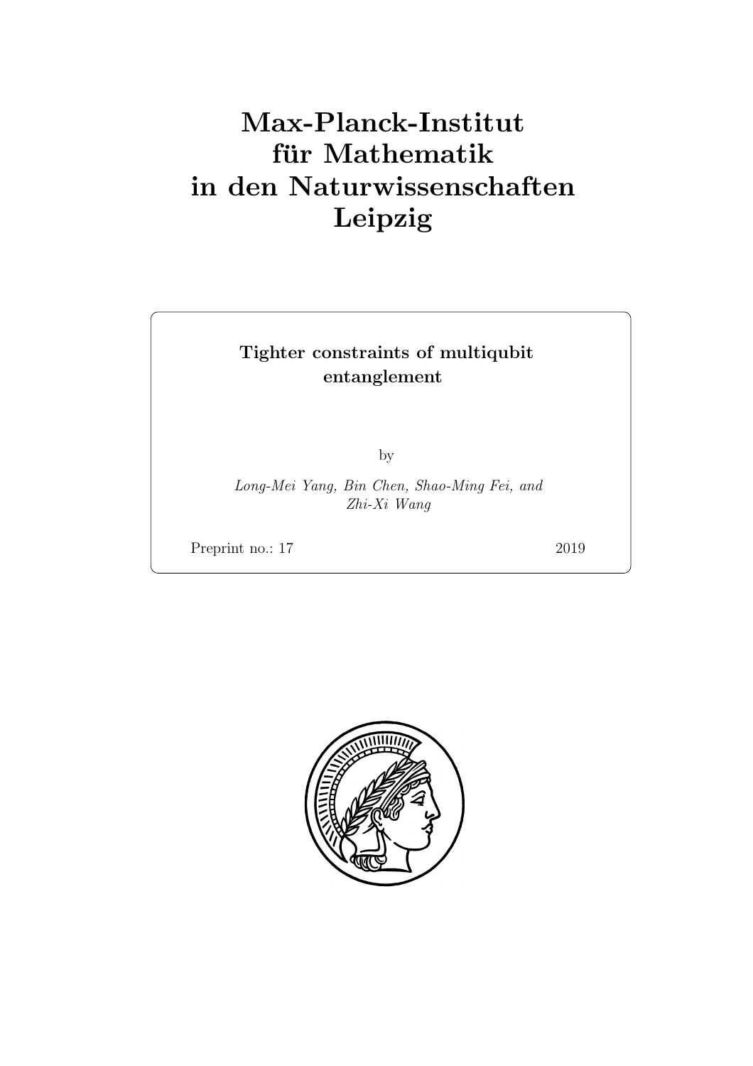# Max-Planck-Institut für Mathematik in den Naturwissenschaften Leipzig

**Tighter constraints of multiqubit entanglement**

by

*Long-Mei Yang, Bin Chen, Shao-Ming Fei, and Zhi-Xi Wang*

Preprint no.: 17 2019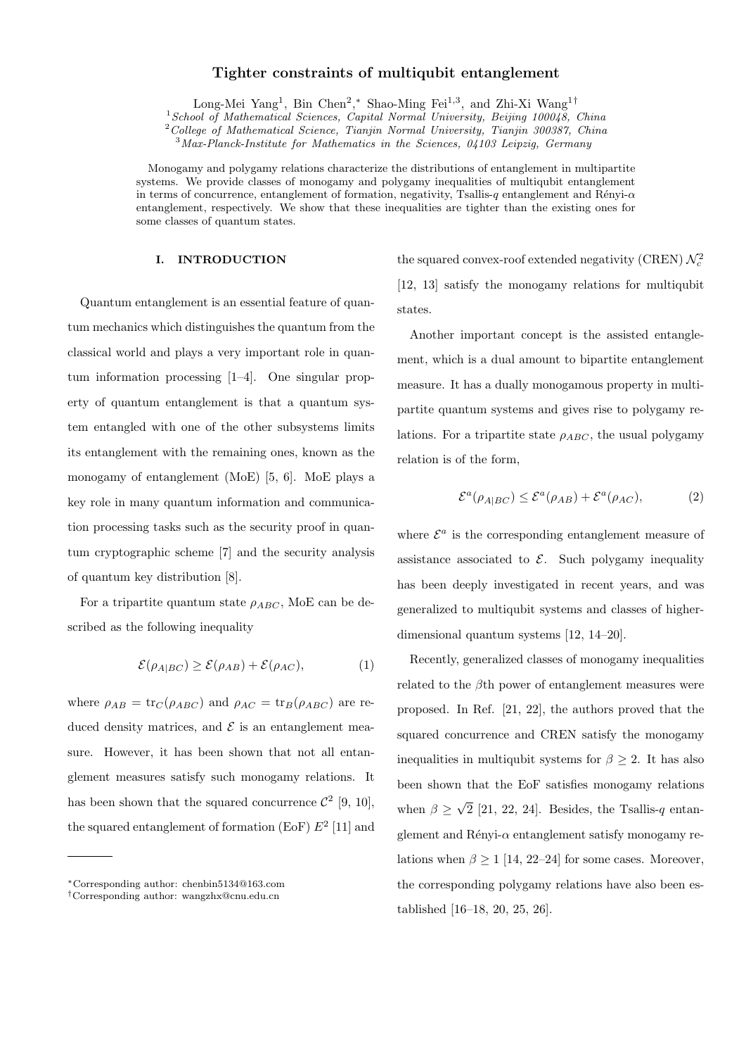# Tighter constraints of multiqubit entanglement

Long-Mei Yang[1], Bin Chen[2,*], Shao-Ming Fei[1,3], and Zhi-Xi Wang[1†]

[1] *School of Mathematical Sciences, Capital Normal University, Beijing 100048, China*
[2] *College of Mathematical Science, Tianjin Normal University, Tianjin 300387, China*
[3] *Max-Planck-Institute for Mathematics in the Sciences, 04103 Leipzig, Germany*

Monogamy and polygamy relations characterize the distributions of entanglement in multipartite systems. We provide classes of monogamy and polygamy inequalities of multiqubit entanglement in terms of concurrence, entanglement of formation, negativity, Tsallis-$q$ entanglement and Rényi-$\alpha$ entanglement, respectively. We show that these inequalities are tighter than the existing ones for some classes of quantum states.

## I. INTRODUCTION

Quantum entanglement is an essential feature of quantum mechanics which distinguishes the quantum from the classical world and plays a very important role in quantum information processing [1–4]. One singular property of quantum entanglement is that a quantum system entangled with one of the other subsystems limits its entanglement with the remaining ones, known as the monogamy of entanglement (MoE) [5, 6]. MoE plays a key role in many quantum information and communication processing tasks such as the security proof in quantum cryptographic scheme [7] and the security analysis of quantum key distribution [8].

For a tripartite quantum state $\rho_{ABC}$, MoE can be described as the following inequality

$$\mathcal{E}(\rho_{A|BC}) \geq \mathcal{E}(\rho_{AB}) + \mathcal{E}(\rho_{AC}), \tag{1}$$

where $\rho_{AB} = \mathrm{tr}_C(\rho_{ABC})$ and $\rho_{AC} = \mathrm{tr}_B(\rho_{ABC})$ are reduced density matrices, and $\mathcal{E}$ is an entanglement measure. However, it has been shown that not all entanglement measures satisfy such monogamy relations. It has been shown that the squared concurrence $\mathcal{C}^2$ [9, 10], the squared entanglement of formation (EoF) $E^2$ [11] and the squared convex-roof extended negativity (CREN) $\mathcal{N}_c^2$ [12, 13] satisfy the monogamy relations for multiqubit states.

Another important concept is the assisted entanglement, which is a dual amount to bipartite entanglement measure. It has a dually monogamous property in multipartite quantum systems and gives rise to polygamy relations. For a tripartite state $\rho_{ABC}$, the usual polygamy relation is of the form,

$$\mathcal{E}^a(\rho_{A|BC}) \leq \mathcal{E}^a(\rho_{AB}) + \mathcal{E}^a(\rho_{AC}), \tag{2}$$

where $\mathcal{E}^a$ is the corresponding entanglement measure of assistance associated to $\mathcal{E}$. Such polygamy inequality has been deeply investigated in recent years, and was generalized to multiqubit systems and classes of higher-dimensional quantum systems [12, 14–20].

Recently, generalized classes of monogamy inequalities related to the $\beta$th power of entanglement measures were proposed. In Ref. [21, 22], the authors proved that the squared concurrence and CREN satisfy the monogamy inequalities in multiqubit systems for $\beta \geq 2$. It has also been shown that the EoF satisfies monogamy relations when $\beta \geq \sqrt{2}$ [21, 22, 24]. Besides, the Tsallis-$q$ entanglement and Rényi-$\alpha$ entanglement satisfy monogamy relations when $\beta \geq 1$ [14, 22–24] for some cases. Moreover, the corresponding polygamy relations have also been established [16–18, 20, 25, 26].

* Corresponding author: chenbin5134@163.com
† Corresponding author: wangzhx@cnu.edu.cn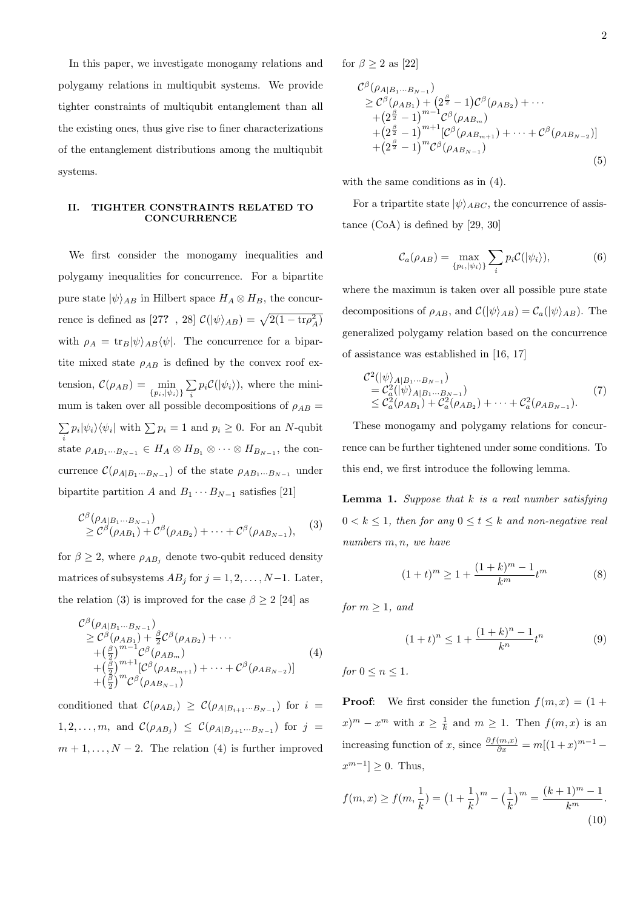In this paper, we investigate monogamy relations and polygamy relations in multiqubit systems. We provide tighter constraints of multiqubit entanglement than all the existing ones, thus give rise to finer characterizations of the entanglement distributions among the multiqubit systems.

## II. TIGHTER CONSTRAINTS RELATED TO CONCURRENCE

We first consider the monogamy inequalities and polygamy inequalities for concurrence. For a bipartite pure state $|\psi\rangle_{AB}$ in Hilbert space $H_A\otimes H_B$, the concurrence is defined as [27? , 28] $\mathcal{C}(|\psi\rangle_{AB})=\sqrt{2(1-\mathrm{tr}\rho_A^2)}$ with $\rho_A=\mathrm{tr}_B|\psi\rangle_{AB}\langle\psi|$. The concurrence for a bipartite mixed state $\rho_{AB}$ is defined by the convex roof extension, $\mathcal{C}(\rho_{AB})=\min\limits_{\{p_i,|\psi_i\rangle\}}\sum\limits_i p_i\mathcal{C}(|\psi_i\rangle)$, where the minimum is taken over all possible decompositions of $\rho_{AB}=\sum\limits_i p_i|\psi_i\rangle\langle\psi_i|$ with $\sum p_i=1$ and $p_i\geq 0$. For an $N$-qubit state $\rho_{AB_1\cdots B_{N-1}}\in H_A\otimes H_{B_1}\otimes\cdots\otimes H_{B_{N-1}}$, the concurrence $\mathcal{C}(\rho_{A|B_1\cdots B_{N-1}})$ of the state $\rho_{AB_1\cdots B_{N-1}}$ under bipartite partition $A$ and $B_1\cdots B_{N-1}$ satisfies [21]

$$
\begin{aligned}
&\mathcal{C}^\beta(\rho_{A|B_1\cdots B_{N-1}})\\
&\geq \mathcal{C}^\beta(\rho_{AB_1})+\mathcal{C}^\beta(\rho_{AB_2})+\cdots+\mathcal{C}^\beta(\rho_{AB_{N-1}}),
\end{aligned}
\tag{3}
$$

for $\beta\geq 2$, where $\rho_{AB_j}$ denote two-qubit reduced density matrices of subsystems $AB_j$ for $j=1,2,\ldots,N-1$. Later, the relation (3) is improved for the case $\beta\geq 2$ [24] as

$$
\begin{aligned}
&\mathcal{C}^\beta(\rho_{A|B_1\cdots B_{N-1}})\\
&\geq \mathcal{C}^\beta(\rho_{AB_1})+\tfrac{\beta}{2}\mathcal{C}^\beta(\rho_{AB_2})+\cdots\\
&+\left(\tfrac{\beta}{2}\right)^{m-1}\mathcal{C}^\beta(\rho_{AB_m})\\
&+\left(\tfrac{\beta}{2}\right)^{m+1}[\mathcal{C}^\beta(\rho_{AB_{m+1}})+\cdots+\mathcal{C}^\beta(\rho_{AB_{N-2}})]\\
&+\left(\tfrac{\beta}{2}\right)^{m}\mathcal{C}^\beta(\rho_{AB_{N-1}})
\end{aligned}
\tag{4}
$$

conditioned that $\mathcal{C}(\rho_{AB_i})\geq\mathcal{C}(\rho_{A|B_{i+1}\cdots B_{N-1}})$ for $i=1,2,\ldots,m$, and $\mathcal{C}(\rho_{AB_j})\leq\mathcal{C}(\rho_{A|B_{j+1}\cdots B_{N-1}})$ for $j=m+1,\ldots,N-2$. The relation (4) is further improved for $\beta\geq 2$ as [22]

$$
\begin{aligned}
&\mathcal{C}^\beta(\rho_{A|B_1\cdots B_{N-1}})\\
&\geq \mathcal{C}^\beta(\rho_{AB_1})+\left(2^{\frac{\beta}{2}}-1\right)\mathcal{C}^\beta(\rho_{AB_2})+\cdots\\
&+\left(2^{\frac{\beta}{2}}-1\right)^{m-1}\mathcal{C}^\beta(\rho_{AB_m})\\
&+\left(2^{\frac{\beta}{2}}-1\right)^{m+1}[\mathcal{C}^\beta(\rho_{AB_{m+1}})+\cdots+\mathcal{C}^\beta(\rho_{AB_{N-2}})]\\
&+\left(2^{\frac{\beta}{2}}-1\right)^{m}\mathcal{C}^\beta(\rho_{AB_{N-1}})
\end{aligned}
\tag{5}
$$

with the same conditions as in (4).

For a tripartite state $|\psi\rangle_{ABC}$, the concurrence of assistance (CoA) is defined by [29, 30]

$$
\mathcal{C}_a(\rho_{AB})=\max_{\{p_i,|\psi_i\rangle\}}\sum_i p_i\mathcal{C}(|\psi_i\rangle),
\tag{6}
$$

where the maximun is taken over all possible pure state decompositions of $\rho_{AB}$, and $\mathcal{C}(|\psi\rangle_{AB})=\mathcal{C}_a(|\psi\rangle_{AB})$. The generalized polygamy relation based on the concurrence of assistance was established in [16, 17]

$$
\begin{aligned}
&\mathcal{C}^2(|\psi\rangle_{A|B_1\cdots B_{N-1}})\\
&=\mathcal{C}_a^2(|\psi\rangle_{A|B_1\cdots B_{N-1}})\\
&\leq \mathcal{C}_a^2(\rho_{AB_1})+\mathcal{C}_a^2(\rho_{AB_2})+\cdots+\mathcal{C}_a^2(\rho_{AB_{N-1}}).
\end{aligned}
\tag{7}
$$

These monogamy and polygamy relations for concurrence can be further tightened under some conditions. To this end, we first introduce the following lemma.

**Lemma 1.** *Suppose that $k$ is a real number satisfying $0<k\leq 1$, then for any $0\leq t\leq k$ and non-negative real numbers $m,n$, we have*

$$
(1+t)^m\geq 1+\frac{(1+k)^m-1}{k^m}t^m
\tag{8}
$$

*for $m\geq 1$, and*

$$
(1+t)^n\leq 1+\frac{(1+k)^n-1}{k^n}t^n
\tag{9}
$$

*for $0\leq n\leq 1$.*

**Proof**: We first consider the function $f(m,x)=(1+x)^m-x^m$ with $x\geq\frac{1}{k}$ and $m\geq 1$. Then $f(m,x)$ is an increasing function of $x$, since $\frac{\partial f(m,x)}{\partial x}=m[(1+x)^{m-1}-x^{m-1}]\geq 0$. Thus,

$$
f(m,x)\geq f(m,\tfrac{1}{k})=\left(1+\frac{1}{k}\right)^m-\left(\frac{1}{k}\right)^m=\frac{(k+1)^m-1}{k^m}.
\tag{10}
$$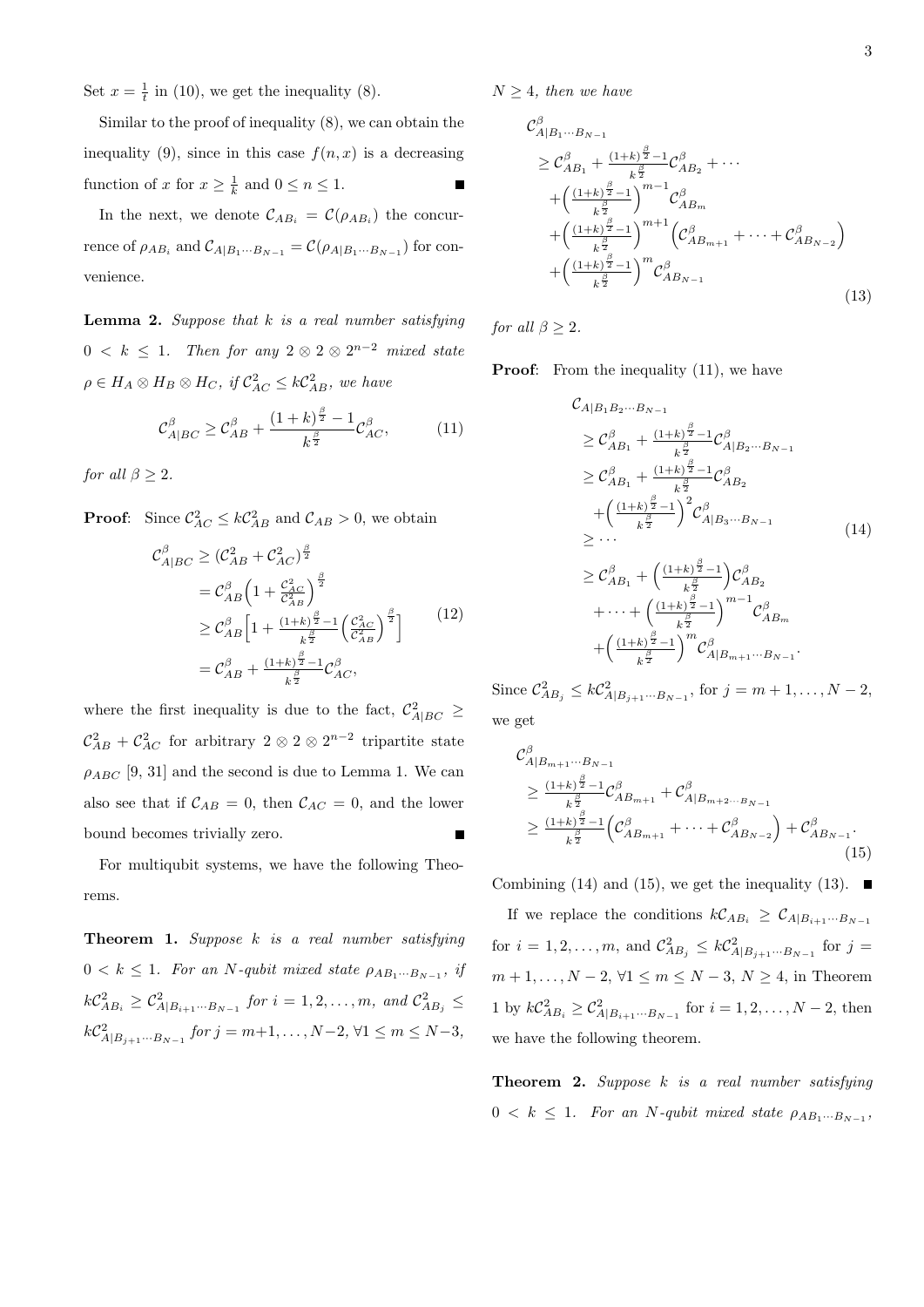Set $x = \frac{1}{t}$ in (10), we get the inequality (8).

Similar to the proof of inequality (8), we can obtain the inequality (9), since in this case $f(n, x)$ is a decreasing function of $x$ for $x \geq \frac{1}{k}$ and $0 \leq n \leq 1$. ■

In the next, we denote $\mathcal{C}_{AB_i} = \mathcal{C}(\rho_{AB_i})$ the concurrence of $\rho_{AB_i}$ and $\mathcal{C}_{A|B_1\cdots B_{N-1}} = \mathcal{C}(\rho_{A|B_1\cdots B_{N-1}})$ for convenience.

**Lemma 2.** *Suppose that $k$ is a real number satisfying $0 < k \leq 1$. Then for any $2 \otimes 2 \otimes 2^{n-2}$ mixed state $\rho \in H_A \otimes H_B \otimes H_C$, if $\mathcal{C}_{AC}^2 \leq k\mathcal{C}_{AB}^2$, we have*

$$\mathcal{C}_{A|BC}^{\beta} \geq \mathcal{C}_{AB}^{\beta} + \frac{(1+k)^{\frac{\beta}{2}} - 1}{k^{\frac{\beta}{2}}}\mathcal{C}_{AC}^{\beta}, \tag{11}$$

*for all $\beta \geq 2$.*

**Proof**: Since $\mathcal{C}_{AC}^2 \leq k\mathcal{C}_{AB}^2$ and $\mathcal{C}_{AB} > 0$, we obtain

$$\begin{aligned}
\mathcal{C}_{A|BC}^{\beta} &\geq (\mathcal{C}_{AB}^2 + \mathcal{C}_{AC}^2)^{\frac{\beta}{2}} \\
&= \mathcal{C}_{AB}^{\beta}\Big(1 + \frac{\mathcal{C}_{AC}^2}{\mathcal{C}_{AB}^2}\Big)^{\frac{\beta}{2}} \\
&\geq \mathcal{C}_{AB}^{\beta}\Big[1 + \frac{(1+k)^{\frac{\beta}{2}}-1}{k^{\frac{\beta}{2}}}\Big(\frac{\mathcal{C}_{AC}^2}{\mathcal{C}_{AB}^2}\Big)^{\frac{\beta}{2}}\Big] \\
&= \mathcal{C}_{AB}^{\beta} + \frac{(1+k)^{\frac{\beta}{2}}-1}{k^{\frac{\beta}{2}}}\mathcal{C}_{AC}^{\beta},
\end{aligned} \tag{12}$$

where the first inequality is due to the fact, $\mathcal{C}_{A|BC}^2 \geq \mathcal{C}_{AB}^2 + \mathcal{C}_{AC}^2$ for arbitrary $2 \otimes 2 \otimes 2^{n-2}$ tripartite state $\rho_{ABC}$ [9, 31] and the second is due to Lemma 1. We can also see that if $\mathcal{C}_{AB} = 0$, then $\mathcal{C}_{AC} = 0$, and the lower bound becomes trivially zero. ■

For multiqubit systems, we have the following Theorems.

**Theorem 1.** *Suppose $k$ is a real number satisfying $0 < k \leq 1$. For an $N$-qubit mixed state $\rho_{AB_1\cdots B_{N-1}}$, if $k\mathcal{C}_{AB_i}^2 \geq \mathcal{C}_{A|B_{i+1}\cdots B_{N-1}}^2$ for $i = 1, 2, \ldots, m$, and $\mathcal{C}_{AB_j}^2 \leq k\mathcal{C}_{A|B_{j+1}\cdots B_{N-1}}^2$ for $j = m+1, \ldots, N-2$, $\forall 1 \leq m \leq N-3$, $N \geq 4$, then we have*

$$\begin{aligned}
&\mathcal{C}_{A|B_1\cdots B_{N-1}}^{\beta} \\
&\quad\geq \mathcal{C}_{AB_1}^{\beta} + \tfrac{(1+k)^{\frac{\beta}{2}}-1}{k^{\frac{\beta}{2}}}\mathcal{C}_{AB_2}^{\beta} + \cdots \\
&\qquad + \Big(\tfrac{(1+k)^{\frac{\beta}{2}}-1}{k^{\frac{\beta}{2}}}\Big)^{m-1}\mathcal{C}_{AB_m}^{\beta} \\
&\qquad + \Big(\tfrac{(1+k)^{\frac{\beta}{2}}-1}{k^{\frac{\beta}{2}}}\Big)^{m+1}\Big(\mathcal{C}_{AB_{m+1}}^{\beta} + \cdots + \mathcal{C}_{AB_{N-2}}^{\beta}\Big) \\
&\qquad + \Big(\tfrac{(1+k)^{\frac{\beta}{2}}-1}{k^{\frac{\beta}{2}}}\Big)^{m}\mathcal{C}_{AB_{N-1}}^{\beta}
\end{aligned} \tag{13}$$

*for all $\beta \geq 2$.*

**Proof**: From the inequality (11), we have

$$\begin{aligned}
&\mathcal{C}_{A|B_1B_2\cdots B_{N-1}} \\
&\quad\geq \mathcal{C}_{AB_1}^{\beta} + \tfrac{(1+k)^{\frac{\beta}{2}}-1}{k^{\frac{\beta}{2}}}\mathcal{C}_{A|B_2\cdots B_{N-1}}^{\beta} \\
&\quad\geq \mathcal{C}_{AB_1}^{\beta} + \tfrac{(1+k)^{\frac{\beta}{2}}-1}{k^{\frac{\beta}{2}}}\mathcal{C}_{AB_2}^{\beta} \\
&\qquad + \Big(\tfrac{(1+k)^{\frac{\beta}{2}}-1}{k^{\frac{\beta}{2}}}\Big)^2\mathcal{C}_{A|B_3\cdots B_{N-1}}^{\beta} \\
&\quad\geq \cdots \\
&\quad\geq \mathcal{C}_{AB_1}^{\beta} + \Big(\tfrac{(1+k)^{\frac{\beta}{2}}-1}{k^{\frac{\beta}{2}}}\Big)\mathcal{C}_{AB_2}^{\beta} \\
&\qquad + \cdots + \Big(\tfrac{(1+k)^{\frac{\beta}{2}}-1}{k^{\frac{\beta}{2}}}\Big)^{m-1}\mathcal{C}_{AB_m}^{\beta} \\
&\qquad + \Big(\tfrac{(1+k)^{\frac{\beta}{2}}-1}{k^{\frac{\beta}{2}}}\Big)^{m}\mathcal{C}_{A|B_{m+1}\cdots B_{N-1}}^{\beta}.
\end{aligned} \tag{14}$$

Since $\mathcal{C}_{AB_j}^2 \leq k\mathcal{C}_{A|B_{j+1}\cdots B_{N-1}}^2$, for $j = m+1, \ldots, N-2$, we get

$$\begin{aligned}
&\mathcal{C}_{A|B_{m+1}\cdots B_{N-1}}^{\beta} \\
&\quad\geq \tfrac{(1+k)^{\frac{\beta}{2}}-1}{k^{\frac{\beta}{2}}}\mathcal{C}_{AB_{m+1}}^{\beta} + \mathcal{C}_{A|B_{m+2}\cdots B_{N-1}}^{\beta} \\
&\quad\geq \tfrac{(1+k)^{\frac{\beta}{2}}-1}{k^{\frac{\beta}{2}}}\Big(\mathcal{C}_{AB_{m+1}}^{\beta} + \cdots + \mathcal{C}_{AB_{N-2}}^{\beta}\Big) + \mathcal{C}_{AB_{N-1}}^{\beta}.
\end{aligned} \tag{15}$$

Combining (14) and (15), we get the inequality (13). ■

If we replace the conditions $k\mathcal{C}_{AB_i} \geq \mathcal{C}_{A|B_{i+1}\cdots B_{N-1}}$ for $i = 1, 2, \ldots, m$, and $\mathcal{C}_{AB_j}^2 \leq k\mathcal{C}_{A|B_{j+1}\cdots B_{N-1}}^2$ for $j = m+1, \ldots, N-2$, $\forall 1 \leq m \leq N-3$, $N \geq 4$, in Theorem 1 by $k\mathcal{C}_{AB_i}^2 \geq \mathcal{C}_{A|B_{i+1}\cdots B_{N-1}}^2$ for $i = 1, 2, \ldots, N-2$, then we have the following theorem.

**Theorem 2.** *Suppose $k$ is a real number satisfying $0 < k \leq 1$. For an $N$-qubit mixed state $\rho_{AB_1\cdots B_{N-1}}$,*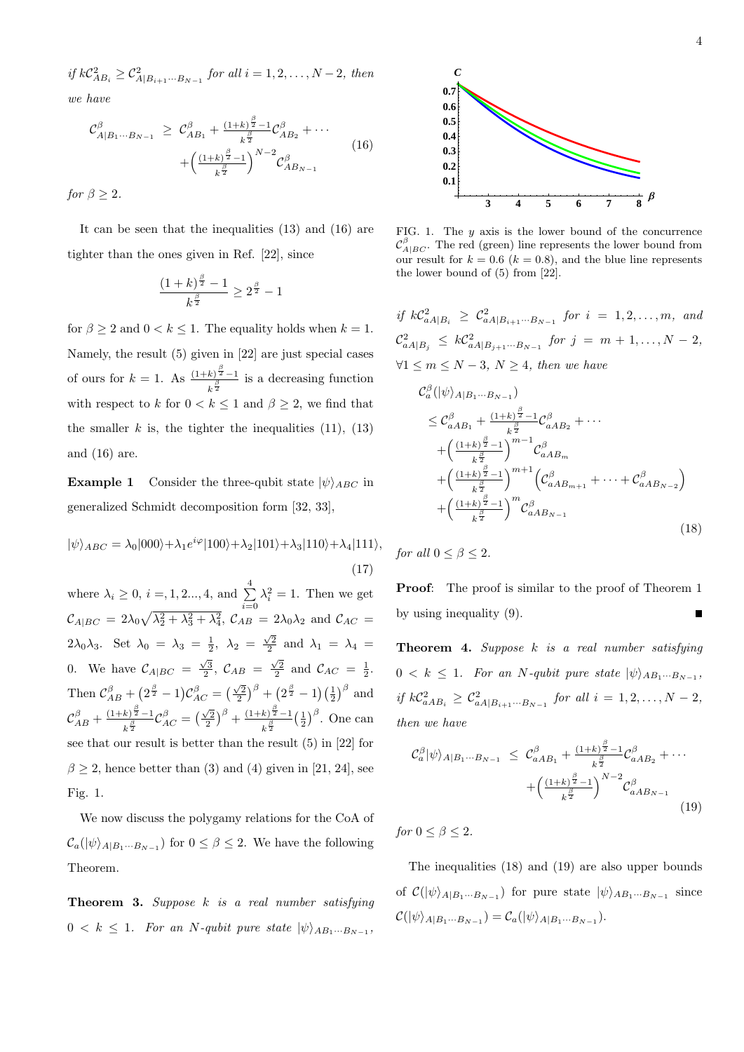*if* $k\mathcal{C}^2_{AB_i} \geq \mathcal{C}^2_{A|B_{i+1}\cdots B_{N-1}}$ *for all* $i = 1, 2, \ldots, N-2$, *then we have*

$$\mathcal{C}^\beta_{A|B_1\cdots B_{N-1}} \geq \mathcal{C}^\beta_{AB_1} + \frac{(1+k)^{\frac{\beta}{2}}-1}{k^{\frac{\beta}{2}}}\mathcal{C}^\beta_{AB_2} + \cdots + \left(\frac{(1+k)^{\frac{\beta}{2}}-1}{k^{\frac{\beta}{2}}}\right)^{N-2}\mathcal{C}^\beta_{AB_{N-1}} \tag{16}$$

*for* $\beta \geq 2$.

It can be seen that the inequalities (13) and (16) are tighter than the ones given in Ref. [22], since

$$\frac{(1+k)^{\frac{\beta}{2}}-1}{k^{\frac{\beta}{2}}} \geq 2^{\frac{\beta}{2}} - 1$$

for $\beta \geq 2$ and $0 < k \leq 1$. The equality holds when $k = 1$. Namely, the result (5) given in [22] are just special cases of ours for $k = 1$. As $\frac{(1+k)^{\frac{\beta}{2}}-1}{k^{\frac{\beta}{2}}}$ is a decreasing function with respect to $k$ for $0 < k \leq 1$ and $\beta \geq 2$, we find that the smaller $k$ is, the tighter the inequalities (11), (13) and (16) are.

**Example 1** Consider the three-qubit state $|\psi\rangle_{ABC}$ in generalized Schmidt decomposition form [32, 33],

$$|\psi\rangle_{ABC} = \lambda_0|000\rangle + \lambda_1 e^{i\varphi}|100\rangle + \lambda_2|101\rangle + \lambda_3|110\rangle + \lambda_4|111\rangle, \tag{17}$$

where $\lambda_i \geq 0$, $i =, 1, 2..., 4$, and $\sum_{i=0}^{4}\lambda_i^2 = 1$. Then we get $\mathcal{C}_{A|BC} = 2\lambda_0\sqrt{\lambda_2^2+\lambda_3^2+\lambda_4^2}$, $\mathcal{C}_{AB} = 2\lambda_0\lambda_2$ and $\mathcal{C}_{AC} = 2\lambda_0\lambda_3$. Set $\lambda_0 = \lambda_3 = \frac{1}{2}$, $\lambda_2 = \frac{\sqrt{2}}{2}$ and $\lambda_1 = \lambda_4 = 0$. We have $\mathcal{C}_{A|BC} = \frac{\sqrt{3}}{2}$, $\mathcal{C}_{AB} = \frac{\sqrt{2}}{2}$ and $\mathcal{C}_{AC} = \frac{1}{2}$. Then $\mathcal{C}^\beta_{AB} + (2^{\frac{\beta}{2}}-1)\mathcal{C}^\beta_{AC} = \left(\frac{\sqrt{2}}{2}\right)^\beta + (2^{\frac{\beta}{2}}-1)\left(\frac{1}{2}\right)^\beta$ and $\mathcal{C}^\beta_{AB} + \frac{(1+k)^{\frac{\beta}{2}}-1}{k^{\frac{\beta}{2}}}\mathcal{C}^\beta_{AC} = \left(\frac{\sqrt{2}}{2}\right)^\beta + \frac{(1+k)^{\frac{\beta}{2}}-1}{k^{\frac{\beta}{2}}}\left(\frac{1}{2}\right)^\beta$. One can see that our result is better than the result (5) in [22] for $\beta \geq 2$, hence better than (3) and (4) given in [21, 24], see Fig. 1.

FIG. 1. The $y$ axis is the lower bound of the concurrence $\mathcal{C}^\beta_{A|BC}$. The red (green) line represents the lower bound from our result for $k = 0.6$ ($k = 0.8$), and the blue line represents the lower bound of (5) from [22].

We now discuss the polygamy relations for the CoA of $\mathcal{C}_a(|\psi\rangle_{A|B_1\cdots B_{N-1}})$ for $0 \leq \beta \leq 2$. We have the following Theorem.

**Theorem 3.** *Suppose* $k$ *is a real number satisfying* $0 < k \leq 1$. *For an N-qubit pure state* $|\psi\rangle_{AB_1\cdots B_{N-1}}$, *if* $k\mathcal{C}^2_{aA|B_i} \geq \mathcal{C}^2_{aA|B_{i+1}\cdots B_{N-1}}$ *for* $i = 1, 2, \ldots, m$, *and* $\mathcal{C}^2_{aA|B_j} \leq k\mathcal{C}^2_{aA|B_{j+1}\cdots B_{N-1}}$ *for* $j = m+1, \ldots, N-2$, $\forall 1 \leq m \leq N-3$, $N \geq 4$, *then we have*

$$\begin{aligned}
&\mathcal{C}^\beta_a(|\psi\rangle_{A|B_1\cdots B_{N-1}}) \\
&\leq \mathcal{C}^\beta_{aAB_1} + \frac{(1+k)^{\frac{\beta}{2}}-1}{k^{\frac{\beta}{2}}}\mathcal{C}^\beta_{aAB_2} + \cdots \\
&\quad + \left(\frac{(1+k)^{\frac{\beta}{2}}-1}{k^{\frac{\beta}{2}}}\right)^{m-1}\mathcal{C}^\beta_{aAB_m} \\
&\quad + \left(\frac{(1+k)^{\frac{\beta}{2}}-1}{k^{\frac{\beta}{2}}}\right)^{m+1}\left(\mathcal{C}^\beta_{aAB_{m+1}} + \cdots + \mathcal{C}^\beta_{aAB_{N-2}}\right) \\
&\quad + \left(\frac{(1+k)^{\frac{\beta}{2}}-1}{k^{\frac{\beta}{2}}}\right)^{m}\mathcal{C}^\beta_{aAB_{N-1}}
\end{aligned} \tag{18}$$

*for all* $0 \leq \beta \leq 2$.

**Proof**: The proof is similar to the proof of Theorem 1 by using inequality (9). ■

**Theorem 4.** *Suppose* $k$ *is a real number satisfying* $0 < k \leq 1$. *For an N-qubit pure state* $|\psi\rangle_{AB_1\cdots B_{N-1}}$, *if* $k\mathcal{C}^2_{aAB_i} \geq \mathcal{C}^2_{aA|B_{i+1}\cdots B_{N-1}}$ *for all* $i = 1, 2, \ldots, N-2$, *then we have*

$$\mathcal{C}^\beta_a|\psi\rangle_{A|B_1\cdots B_{N-1}} \leq \mathcal{C}^\beta_{aAB_1} + \frac{(1+k)^{\frac{\beta}{2}}-1}{k^{\frac{\beta}{2}}}\mathcal{C}^\beta_{aAB_2} + \cdots + \left(\frac{(1+k)^{\frac{\beta}{2}}-1}{k^{\frac{\beta}{2}}}\right)^{N-2}\mathcal{C}^\beta_{aAB_{N-1}} \tag{19}$$

*for* $0 \leq \beta \leq 2$.

The inequalities (18) and (19) are also upper bounds of $\mathcal{C}(|\psi\rangle_{A|B_1\cdots B_{N-1}})$ for pure state $|\psi\rangle_{AB_1\cdots B_{N-1}}$ since $\mathcal{C}(|\psi\rangle_{A|B_1\cdots B_{N-1}}) = \mathcal{C}_a(|\psi\rangle_{A|B_1\cdots B_{N-1}})$.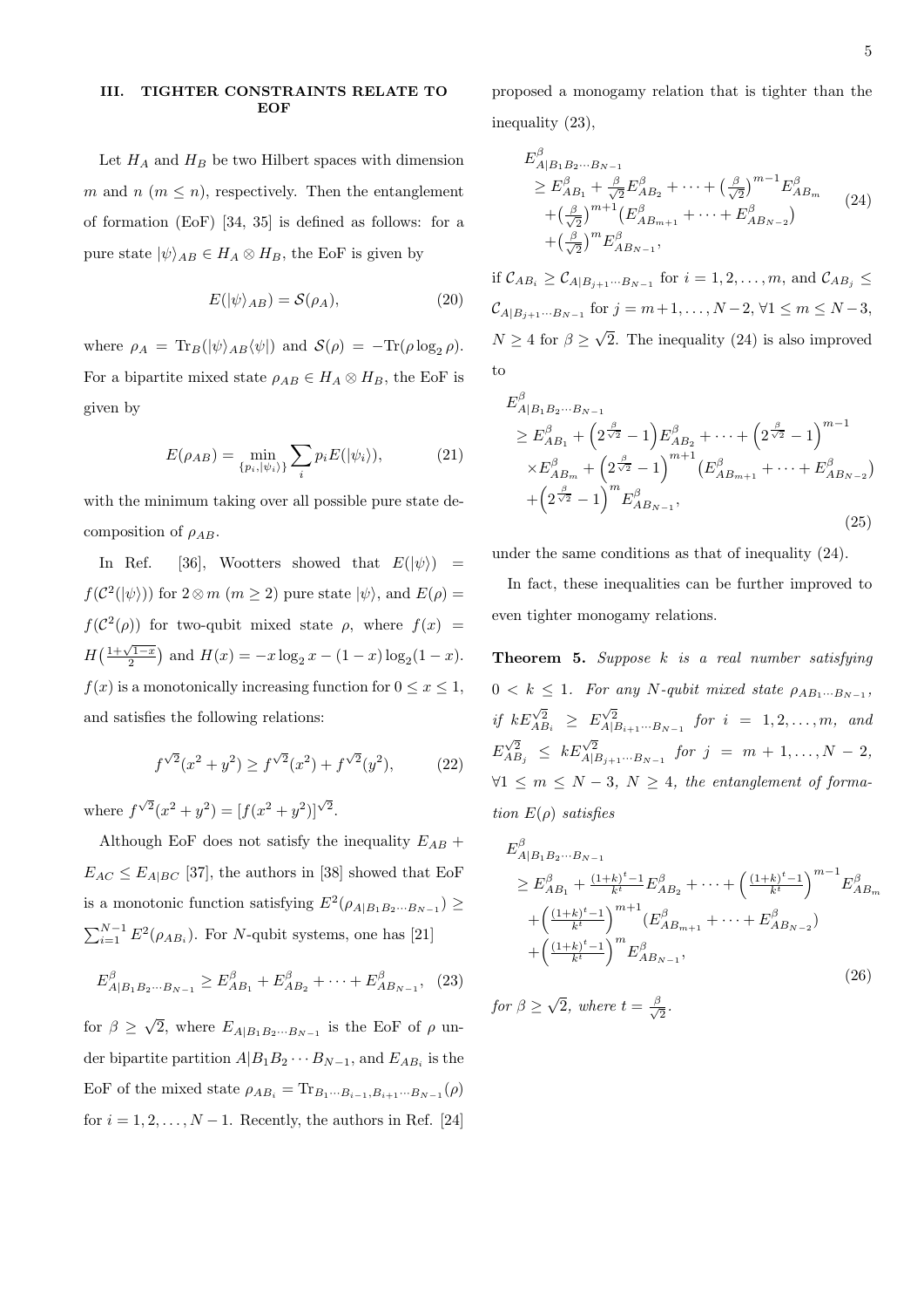## III. TIGHTER CONSTRAINTS RELATE TO EOF

Let $H_A$ and $H_B$ be two Hilbert spaces with dimension $m$ and $n$ ($m \leq n$), respectively. Then the entanglement of formation (EoF) [34, 35] is defined as follows: for a pure state $|\psi\rangle_{AB} \in H_A \otimes H_B$, the EoF is given by

$$E(|\psi\rangle_{AB}) = \mathcal{S}(\rho_A), \tag{20}$$

where $\rho_A = \mathrm{Tr}_B(|\psi\rangle_{AB}\langle\psi|)$ and $\mathcal{S}(\rho) = -\mathrm{Tr}(\rho \log_2 \rho)$. For a bipartite mixed state $\rho_{AB} \in H_A \otimes H_B$, the EoF is given by

$$E(\rho_{AB}) = \min_{\{p_i, |\psi_i\rangle\}} \sum_i p_i E(|\psi_i\rangle), \tag{21}$$

with the minimum taking over all possible pure state decomposition of $\rho_{AB}$.

In Ref. [36], Wootters showed that $E(|\psi\rangle) = f(\mathcal{C}^2(|\psi\rangle))$ for $2 \otimes m$ ($m \geq 2$) pure state $|\psi\rangle$, and $E(\rho) = f(\mathcal{C}^2(\rho))$ for two-qubit mixed state $\rho$, where $f(x) = H\big(\frac{1+\sqrt{1-x}}{2}\big)$ and $H(x) = -x\log_2 x - (1-x)\log_2(1-x)$. $f(x)$ is a monotonically increasing function for $0 \leq x \leq 1$, and satisfies the following relations:

$$f^{\sqrt{2}}(x^2 + y^2) \geq f^{\sqrt{2}}(x^2) + f^{\sqrt{2}}(y^2), \tag{22}$$

where $f^{\sqrt{2}}(x^2 + y^2) = [f(x^2 + y^2)]^{\sqrt{2}}$.

Although EoF does not satisfy the inequality $E_{AB} + E_{AC} \leq E_{A|BC}$ [37], the authors in [38] showed that EoF is a monotonic function satisfying $E^2(\rho_{A|B_1B_2\cdots B_{N-1}}) \geq \sum_{i=1}^{N-1} E^2(\rho_{AB_i})$. For $N$-qubit systems, one has [21]

$$E^{\beta}_{A|B_1B_2\cdots B_{N-1}} \geq E^{\beta}_{AB_1} + E^{\beta}_{AB_2} + \cdots + E^{\beta}_{AB_{N-1}}, \tag{23}$$

for $\beta \geq \sqrt{2}$, where $E_{A|B_1B_2\cdots B_{N-1}}$ is the EoF of $\rho$ under bipartite partition $A|B_1B_2\cdots B_{N-1}$, and $E_{AB_i}$ is the EoF of the mixed state $\rho_{AB_i} = \mathrm{Tr}_{B_1\cdots B_{i-1},B_{i+1}\cdots B_{N-1}}(\rho)$ for $i = 1, 2, \ldots, N-1$. Recently, the authors in Ref. [24] proposed a monogamy relation that is tighter than the inequality (23),

$$\begin{aligned} &E^{\beta}_{A|B_1B_2\cdots B_{N-1}} \\ &\geq E^{\beta}_{AB_1} + \tfrac{\beta}{\sqrt{2}} E^{\beta}_{AB_2} + \cdots + \big(\tfrac{\beta}{\sqrt{2}}\big)^{m-1} E^{\beta}_{AB_m} \\ &\quad + \big(\tfrac{\beta}{\sqrt{2}}\big)^{m+1} \big(E^{\beta}_{AB_{m+1}} + \cdots + E^{\beta}_{AB_{N-2}}\big) \\ &\quad + \big(\tfrac{\beta}{\sqrt{2}}\big)^{m} E^{\beta}_{AB_{N-1}}, \end{aligned} \tag{24}$$

if $\mathcal{C}_{AB_i} \geq \mathcal{C}_{A|B_{j+1}\cdots B_{N-1}}$ for $i = 1, 2, \ldots, m$, and $\mathcal{C}_{AB_j} \leq \mathcal{C}_{A|B_{j+1}\cdots B_{N-1}}$ for $j = m+1, \ldots, N-2$, $\forall 1 \leq m \leq N-3$, $N \geq 4$ for $\beta \geq \sqrt{2}$. The inequality (24) is also improved to

$$\begin{aligned} &E^{\beta}_{A|B_1B_2\cdots B_{N-1}} \\ &\geq E^{\beta}_{AB_1} + \Big(2^{\frac{\beta}{\sqrt{2}}} - 1\Big) E^{\beta}_{AB_2} + \cdots + \Big(2^{\frac{\beta}{\sqrt{2}}} - 1\Big)^{m-1} \\ &\quad \times E^{\beta}_{AB_m} + \Big(2^{\frac{\beta}{\sqrt{2}}} - 1\Big)^{m+1} \big(E^{\beta}_{AB_{m+1}} + \cdots + E^{\beta}_{AB_{N-2}}\big) \\ &\quad + \Big(2^{\frac{\beta}{\sqrt{2}}} - 1\Big)^{m} E^{\beta}_{AB_{N-1}}, \end{aligned} \tag{25}$$

under the same conditions as that of inequality (24).

In fact, these inequalities can be further improved to even tighter monogamy relations.

**Theorem 5.** *Suppose $k$ is a real number satisfying $0 < k \leq 1$. For any $N$-qubit mixed state $\rho_{AB_1\cdots B_{N-1}}$, if $kE^{\sqrt{2}}_{AB_i} \geq E^{\sqrt{2}}_{A|B_{i+1}\cdots B_{N-1}}$ for $i = 1, 2, \ldots, m$, and $E^{\sqrt{2}}_{AB_j} \leq kE^{\sqrt{2}}_{A|B_{j+1}\cdots B_{N-1}}$ for $j = m+1, \ldots, N-2$, $\forall 1 \leq m \leq N-3$, $N \geq 4$, the entanglement of formation $E(\rho)$ satisfies*

$$\begin{aligned} &E^{\beta}_{A|B_1B_2\cdots B_{N-1}} \\ &\geq E^{\beta}_{AB_1} + \tfrac{(1+k)^t - 1}{k^t} E^{\beta}_{AB_2} + \cdots + \Big(\tfrac{(1+k)^t - 1}{k^t}\Big)^{m-1} E^{\beta}_{AB_m} \\ &\quad + \Big(\tfrac{(1+k)^t - 1}{k^t}\Big)^{m+1} \big(E^{\beta}_{AB_{m+1}} + \cdots + E^{\beta}_{AB_{N-2}}\big) \\ &\quad + \Big(\tfrac{(1+k)^t - 1}{k^t}\Big)^{m} E^{\beta}_{AB_{N-1}}, \end{aligned} \tag{26}$$

*for $\beta \geq \sqrt{2}$, where $t = \frac{\beta}{\sqrt{2}}$.*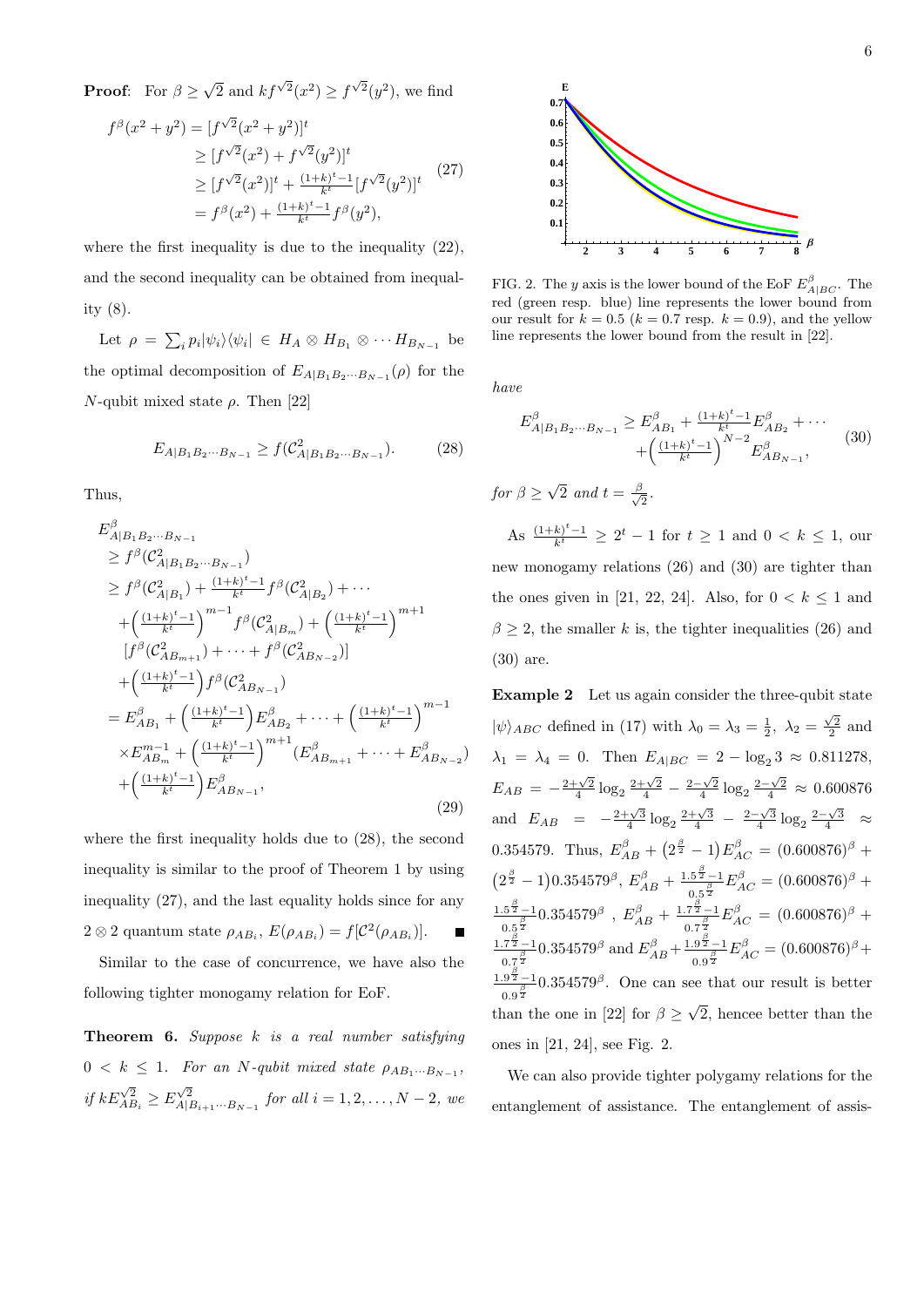**Proof**: For $\beta \geq \sqrt{2}$ and $kf^{\sqrt{2}}(x^2) \geq f^{\sqrt{2}}(y^2)$, we find

$$
\begin{aligned}
f^{\beta}(x^2+y^2) &= [f^{\sqrt{2}}(x^2+y^2)]^t \\
&\geq [f^{\sqrt{2}}(x^2)+f^{\sqrt{2}}(y^2)]^t \\
&\geq [f^{\sqrt{2}}(x^2)]^t + \tfrac{(1+k)^t-1}{k^t}[f^{\sqrt{2}}(y^2)]^t \\
&= f^{\beta}(x^2) + \tfrac{(1+k)^t-1}{k^t} f^{\beta}(y^2),
\end{aligned}
\tag{27}
$$

where the first inequality is due to the inequality (22), and the second inequality can be obtained from inequality (8).

Let $\rho = \sum_i p_i |\psi_i\rangle\langle\psi_i| \in H_A \otimes H_{B_1} \otimes \cdots H_{B_{N-1}}$ be the optimal decomposition of $E_{A|B_1B_2\cdots B_{N-1}}(\rho)$ for the $N$-qubit mixed state $\rho$. Then [22]

$$
E_{A|B_1B_2\cdots B_{N-1}} \geq f(\mathcal{C}^2_{A|B_1B_2\cdots B_{N-1}}). \tag{28}
$$

Thus,

$$
\begin{aligned}
&E^{\beta}_{A|B_1B_2\cdots B_{N-1}} \\
&\geq f^{\beta}(\mathcal{C}^2_{A|B_1B_2\cdots B_{N-1}}) \\
&\geq f^{\beta}(\mathcal{C}^2_{A|B_1}) + \tfrac{(1+k)^t-1}{k^t} f^{\beta}(\mathcal{C}^2_{A|B_2}) + \cdots \\
&\quad + \left(\tfrac{(1+k)^t-1}{k^t}\right)^{m-1} f^{\beta}(\mathcal{C}^2_{A|B_m}) + \left(\tfrac{(1+k)^t-1}{k^t}\right)^{m+1} \\
&\quad [f^{\beta}(\mathcal{C}^2_{AB_{m+1}}) + \cdots + f^{\beta}(\mathcal{C}^2_{AB_{N-2}})] \\
&\quad + \left(\tfrac{(1+k)^t-1}{k^t}\right) f^{\beta}(\mathcal{C}^2_{AB_{N-1}}) \\
&= E^{\beta}_{AB_1} + \left(\tfrac{(1+k)^t-1}{k^t}\right) E^{\beta}_{AB_2} + \cdots + \left(\tfrac{(1+k)^t-1}{k^t}\right)^{m-1} \\
&\quad \times E^{m-1}_{AB_m} + \left(\tfrac{(1+k)^t-1}{k^t}\right)^{m+1} (E^{\beta}_{AB_{m+1}} + \cdots + E^{\beta}_{AB_{N-2}}) \\
&\quad + \left(\tfrac{(1+k)^t-1}{k^t}\right) E^{\beta}_{AB_{N-1}},
\end{aligned}
\tag{29}
$$

where the first inequality holds due to (28), the second inequality is similar to the proof of Theorem 1 by using inequality (27), and the last equality holds since for any $2 \otimes 2$ quantum state $\rho_{AB_i}$, $E(\rho_{AB_i}) = f[\mathcal{C}^2(\rho_{AB_i})]$. ■

Similar to the case of concurrence, we have also the following tighter monogamy relation for EoF.

**Theorem 6.** *Suppose $k$ is a real number satisfying $0 < k \leq 1$. For an $N$-qubit mixed state $\rho_{AB_1\cdots B_{N-1}}$, if $kE^{\sqrt{2}}_{AB_i} \geq E^{\sqrt{2}}_{A|B_{i+1}\cdots B_{N-1}}$ for all $i = 1, 2, \ldots, N-2$, we have*

$$
\begin{aligned}
E^{\beta}_{A|B_1B_2\cdots B_{N-1}} \geq\ & E^{\beta}_{AB_1} + \tfrac{(1+k)^t-1}{k^t} E^{\beta}_{AB_2} + \cdots \\
& + \left(\tfrac{(1+k)^t-1}{k^t}\right)^{N-2} E^{\beta}_{AB_{N-1}},
\end{aligned}
\tag{30}
$$

*for $\beta \geq \sqrt{2}$ and $t = \frac{\beta}{\sqrt{2}}$.*

As $\frac{(1+k)^t-1}{k^t} \geq 2^t - 1$ for $t \geq 1$ and $0 < k \leq 1$, our new monogamy relations (26) and (30) are tighter than the ones given in [21, 22, 24]. Also, for $0 < k \leq 1$ and $\beta \geq 2$, the smaller $k$ is, the tighter inequalities (26) and (30) are.

FIG. 2. The $y$ axis is the lower bound of the EoF $E^{\beta}_{A|BC}$. The red (green resp. blue) line represents the lower bound from our result for $k = 0.5$ ($k = 0.7$ resp. $k = 0.9$), and the yellow line represents the lower bound from the result in [22].

**Example 2** Let us again consider the three-qubit state $|\psi\rangle_{ABC}$ defined in (17) with $\lambda_0 = \lambda_3 = \frac{1}{2}$, $\lambda_2 = \frac{\sqrt{2}}{2}$ and $\lambda_1 = \lambda_4 = 0$. Then $E_{A|BC} = 2 - \log_2 3 \approx 0.811278$, $E_{AB} = -\frac{2+\sqrt{2}}{4}\log_2\frac{2+\sqrt{2}}{4} - \frac{2-\sqrt{2}}{4}\log_2\frac{2-\sqrt{2}}{4} \approx 0.600876$ and $E_{AB} = -\frac{2+\sqrt{3}}{4}\log_2\frac{2+\sqrt{3}}{4} - \frac{2-\sqrt{3}}{4}\log_2\frac{2-\sqrt{3}}{4} \approx 0.354579$. Thus, $E^{\beta}_{AB} + \left(2^{\frac{\beta}{2}} - 1\right)E^{\beta}_{AC} = (0.600876)^{\beta} + \left(2^{\frac{\beta}{2}} - 1\right)0.354579^{\beta}$, $E^{\beta}_{AB} + \frac{1.5^{\frac{\beta}{2}}-1}{0.5^{\frac{\beta}{2}}}E^{\beta}_{AC} = (0.600876)^{\beta} + \frac{1.5^{\frac{\beta}{2}}-1}{0.5^{\frac{\beta}{2}}}0.354579^{\beta}$, $E^{\beta}_{AB} + \frac{1.7^{\frac{\beta}{2}}-1}{0.7^{\frac{\beta}{2}}}E^{\beta}_{AC} = (0.600876)^{\beta} + \frac{1.7^{\frac{\beta}{2}}-1}{0.7^{\frac{\beta}{2}}}0.354579^{\beta}$ and $E^{\beta}_{AB} + \frac{1.9^{\frac{\beta}{2}}-1}{0.9^{\frac{\beta}{2}}}E^{\beta}_{AC} = (0.600876)^{\beta} + \frac{1.9^{\frac{\beta}{2}}-1}{0.9^{\frac{\beta}{2}}}0.354579^{\beta}$. One can see that our result is better than the one in [22] for $\beta \geq \sqrt{2}$, hencee better than the ones in [21, 24], see Fig. 2.

We can also provide tighter polygamy relations for the entanglement of assistance. The entanglement of assis-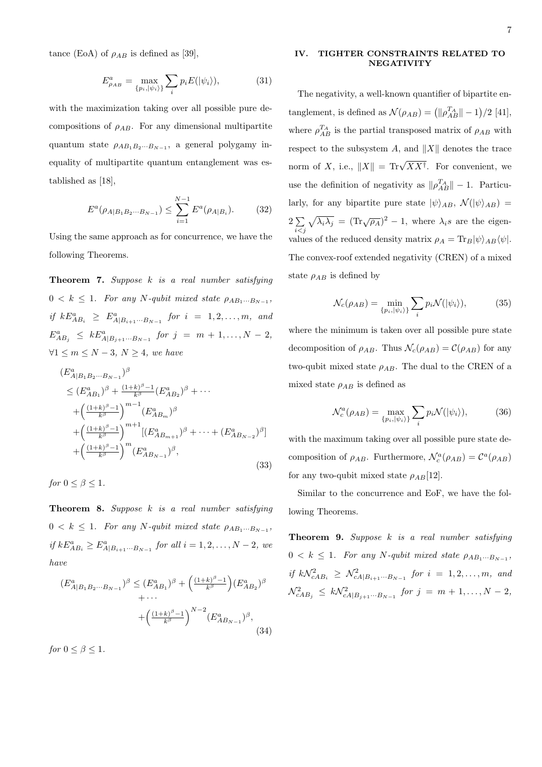tance (EoA) of $\rho_{AB}$ is defined as [39],

$$E^a_{\rho_{AB}} = \max_{\{p_i,|\psi_i\rangle\}} \sum_i p_i E(|\psi_i\rangle), \tag{31}$$

with the maximization taking over all possible pure decompositions of $\rho_{AB}$. For any dimensional multipartite quantum state $\rho_{AB_1B_2\cdots B_{N-1}}$, a general polygamy inequality of multipartite quantum entanglement was established as [18],

$$E^a(\rho_{A|B_1B_2\cdots B_{N-1}}) \leq \sum_{i=1}^{N-1} E^a(\rho_{A|B_i}). \tag{32}$$

Using the same approach as for concurrence, we have the following Theorems.

**Theorem 7.** *Suppose $k$ is a real number satisfying $0 < k \leq 1$. For any $N$-qubit mixed state $\rho_{AB_1\cdots B_{N-1}}$, if $kE^a_{AB_i} \geq E^a_{A|B_{i+1}\cdots B_{N-1}}$ for $i = 1, 2, \ldots, m$, and $E^a_{AB_j} \leq kE^a_{A|B_{j+1}\cdots B_{N-1}}$ for $j = m+1, \ldots, N-2$, $\forall 1 \leq m \leq N-3$, $N \geq 4$, we have*

$$\begin{aligned}
&(E^a_{A|B_1B_2\cdots B_{N-1}})^\beta \\
&\leq (E^a_{AB_1})^\beta + \tfrac{(1+k)^\beta-1}{k^\beta}(E^a_{AB_2})^\beta + \cdots \\
&+ \Big(\tfrac{(1+k)^\beta-1}{k^\beta}\Big)^{m-1}(E^a_{AB_m})^\beta \\
&+ \Big(\tfrac{(1+k)^\beta-1}{k^\beta}\Big)^{m+1}[(E^a_{AB_{m+1}})^\beta + \cdots + (E^a_{AB_{N-2}})^\beta] \\
&+ \Big(\tfrac{(1+k)^\beta-1}{k^\beta}\Big)^{m}(E^a_{AB_{N-1}})^\beta,
\end{aligned} \tag{33}$$

*for $0 \leq \beta \leq 1$.*

**Theorem 8.** *Suppose $k$ is a real number satisfying $0 < k \leq 1$. For any $N$-qubit mixed state $\rho_{AB_1\cdots B_{N-1}}$, if $kE^a_{AB_i} \geq E^a_{A|B_{i+1}\cdots B_{N-1}}$ for all $i = 1, 2, \ldots, N-2$, we have*

$$\begin{aligned}
(E^a_{A|B_1B_2\cdots B_{N-1}})^\beta &\leq (E^a_{AB_1})^\beta + \Big(\tfrac{(1+k)^\beta-1}{k^\beta}\Big)(E^a_{AB_2})^\beta \\
&+ \cdots \\
&+ \Big(\tfrac{(1+k)^\beta-1}{k^\beta}\Big)^{N-2}(E^a_{AB_{N-1}})^\beta,
\end{aligned} \tag{34}$$

*for $0 \leq \beta \leq 1$.*

## IV. TIGHTER CONSTRAINTS RELATED TO NEGATIVITY

The negativity, a well-known quantifier of bipartite entanglement, is defined as $\mathcal{N}(\rho_{AB}) = (\|\rho_{AB}^{T_A}\| - 1)/2$ [41], where $\rho_{AB}^{T_A}$ is the partial transposed matrix of $\rho_{AB}$ with respect to the subsystem $A$, and $\|X\|$ denotes the trace norm of $X$, i.e., $\|X\| = \mathrm{Tr}\sqrt{XX^\dagger}$. For convenient, we use the definition of negativity as $\|\rho_{AB}^{T_A}\| - 1$. Particularly, for any bipartite pure state $|\psi\rangle_{AB}$, $\mathcal{N}(|\psi\rangle_{AB}) = 2\sum_{i<j}\sqrt{\lambda_i\lambda_j} = (\mathrm{Tr}\sqrt{\rho_A})^2 - 1$, where $\lambda_i$s are the eigenvalues of the reduced density matrix $\rho_A = \mathrm{Tr}_B|\psi\rangle_{AB}\langle\psi|$. The convex-roof extended negativity (CREN) of a mixed state $\rho_{AB}$ is defined by

$$\mathcal{N}_c(\rho_{AB}) = \min_{\{p_i,|\psi_i\rangle\}} \sum_i p_i \mathcal{N}(|\psi_i\rangle), \tag{35}$$

where the minimum is taken over all possible pure state decomposition of $\rho_{AB}$. Thus $\mathcal{N}_c(\rho_{AB}) = \mathcal{C}(\rho_{AB})$ for any two-qubit mixed state $\rho_{AB}$. The dual to the CREN of a mixed state $\rho_{AB}$ is defined as

$$\mathcal{N}^a_c(\rho_{AB}) = \max_{\{p_i,|\psi_i\rangle\}} \sum_i p_i \mathcal{N}(|\psi_i\rangle), \tag{36}$$

with the maximum taking over all possible pure state decomposition of $\rho_{AB}$. Furthermore, $\mathcal{N}^a_c(\rho_{AB}) = \mathcal{C}^a(\rho_{AB})$ for any two-qubit mixed state $\rho_{AB}$[12].

Similar to the concurrence and EoF, we have the following Theorems.

**Theorem 9.** *Suppose $k$ is a real number satisfying $0 < k \leq 1$. For any $N$-qubit mixed state $\rho_{AB_1\cdots B_{N-1}}$, if $k\mathcal{N}^2_{cAB_i} \geq \mathcal{N}^2_{cA|B_{i+1}\cdots B_{N-1}}$ for $i = 1, 2, \ldots, m$, and $\mathcal{N}^2_{cAB_j} \leq k\mathcal{N}^2_{cA|B_{j+1}\cdots B_{N-1}}$ for $j = m+1, \ldots, N-2$,*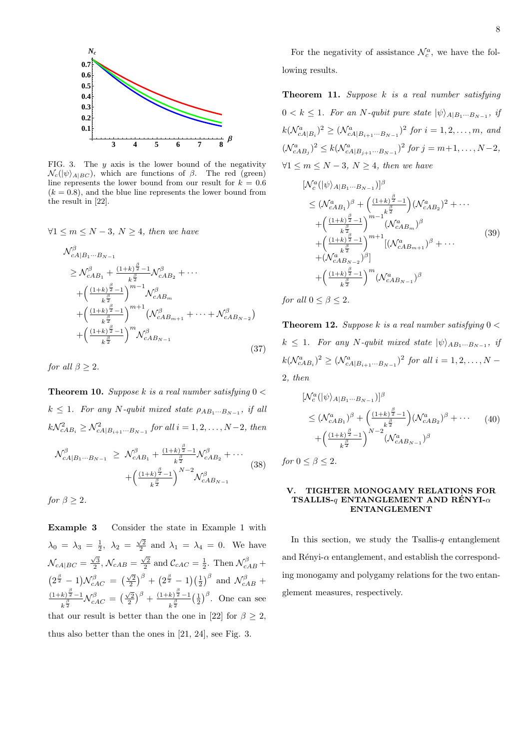FIG. 3. The $y$ axis is the lower bound of the negativity $\mathcal{N}_c(|\psi\rangle_{A|BC})$, which are functions of $\beta$. The red (green) line represents the lower bound from our result for $k = 0.6$ ($k = 0.8$), and the blue line represents the lower bound from the result in [22].

$\forall 1 \le m \le N-3$, $N \ge 4$, *then we have*

$$
\begin{aligned}
&\mathcal{N}^{\beta}_{cA|B_1\cdots B_{N-1}} \\
&\quad\ge \mathcal{N}^{\beta}_{cAB_1} + \tfrac{(1+k)^{\frac{\beta}{2}}-1}{k^{\frac{\beta}{2}}}\mathcal{N}^{\beta}_{cAB_2} + \cdots \\
&\quad+\Big(\tfrac{(1+k)^{\frac{\beta}{2}}-1}{k^{\frac{\beta}{2}}}\Big)^{m-1}\mathcal{N}^{\beta}_{cAB_m} \\
&\quad+\Big(\tfrac{(1+k)^{\frac{\beta}{2}}-1}{k^{\frac{\beta}{2}}}\Big)^{m+1}\big(\mathcal{N}^{\beta}_{cAB_{m+1}} + \cdots + \mathcal{N}^{\beta}_{cAB_{N-2}}\big) \\
&\quad+\Big(\tfrac{(1+k)^{\frac{\beta}{2}}-1}{k^{\frac{\beta}{2}}}\Big)^{m}\mathcal{N}^{\beta}_{cAB_{N-1}}
\end{aligned} \tag{37}
$$

*for all* $\beta \ge 2$.

**Theorem 10.** *Suppose $k$ is a real number satisfying $0 < k \le 1$. For any $N$-qubit mixed state $\rho_{AB_1\cdots B_{N-1}}$, if all $k\mathcal{N}^2_{cAB_i} \ge \mathcal{N}^2_{cA|B_{i+1}\cdots B_{N-1}}$ for all $i = 1, 2, \ldots, N-2$, then*

$$
\begin{aligned}
\mathcal{N}^{\beta}_{cA|B_1\cdots B_{N-1}} \;\ge\; &\mathcal{N}^{\beta}_{cAB_1} + \tfrac{(1+k)^{\frac{\beta}{2}}-1}{k^{\frac{\beta}{2}}}\mathcal{N}^{\beta}_{cAB_2} + \cdots \\
&+\Big(\tfrac{(1+k)^{\frac{\beta}{2}}-1}{k^{\frac{\beta}{2}}}\Big)^{N-2}\mathcal{N}^{\beta}_{cAB_{N-1}}
\end{aligned} \tag{38}
$$

*for* $\beta \ge 2$.

**Example 3** Consider the state in Example 1 with $\lambda_0 = \lambda_3 = \frac{1}{2}$, $\lambda_2 = \frac{\sqrt{2}}{2}$ and $\lambda_1 = \lambda_4 = 0$. We have $\mathcal{N}_{cA|BC} = \frac{\sqrt{3}}{2}$, $\mathcal{N}_{cAB} = \frac{\sqrt{2}}{2}$ and $\mathcal{C}_{cAC} = \frac{1}{2}$. Then $\mathcal{N}^{\beta}_{cAB} + \big(2^{\frac{\beta}{2}} - 1\big)\mathcal{N}^{\beta}_{cAC} = \big(\frac{\sqrt{2}}{2}\big)^{\beta} + \big(2^{\frac{\beta}{2}} - 1\big)\big(\frac{1}{2}\big)^{\beta}$ and $\mathcal{N}^{\beta}_{cAB} + \frac{(1+k)^{\frac{\beta}{2}}-1}{k^{\frac{\beta}{2}}}\mathcal{N}^{\beta}_{cAC} = \big(\frac{\sqrt{2}}{2}\big)^{\beta} + \frac{(1+k)^{\frac{\beta}{2}}-1}{k^{\frac{\beta}{2}}}\big(\frac{1}{2}\big)^{\beta}$. One can see that our result is better than the one in [22] for $\beta \ge 2$, thus also better than the ones in [21, 24], see Fig. 3.

For the negativity of assistance $\mathcal{N}^a_c$, we have the following results.

**Theorem 11.** *Suppose $k$ is a real number satisfying $0 < k \le 1$. For an $N$-qubit pure state $|\psi\rangle_{A|B_1\cdots B_{N-1}}$, if $k(\mathcal{N}^a_{cA|B_i})^2 \ge (\mathcal{N}^a_{cA|B_{i+1}\cdots B_{N-1}})^2$ for $i = 1, 2, \ldots, m$, and $(\mathcal{N}^a_{cAB_j})^2 \le k(\mathcal{N}^a_{cA|B_{j+1}\cdots B_{N-1}})^2$ for $j = m+1, \ldots, N-2$, $\forall 1 \le m \le N-3$, $N \ge 4$, then we have*

$$
\begin{aligned}
&[\mathcal{N}^a_c(|\psi\rangle_{A|B_1\cdots B_{N-1}})]^{\beta} \\
&\quad\le (\mathcal{N}^a_{cAB_1})^{\beta} + \Big(\tfrac{(1+k)^{\frac{\beta}{2}}-1}{k^{\frac{\beta}{2}}}\Big)(\mathcal{N}^a_{cAB_2})^2 + \cdots \\
&\quad+\Big(\tfrac{(1+k)^{\frac{\beta}{2}}-1}{k^{\frac{\beta}{2}}}\Big)^{m-1}(\mathcal{N}^a_{cAB_m})^{\beta} \\
&\quad+\Big(\tfrac{(1+k)^{\frac{\beta}{2}}-1}{k^{\frac{\beta}{2}}}\Big)^{m+1}[(\mathcal{N}^a_{cAB_{m+1}})^{\beta} + \cdots \\
&\quad+(\mathcal{N}^a_{cAB_{N-2}})^{\beta}] \\
&\quad+\Big(\tfrac{(1+k)^{\frac{\beta}{2}}-1}{k^{\frac{\beta}{2}}}\Big)^{m}(\mathcal{N}^a_{cAB_{N-1}})^{\beta}
\end{aligned} \tag{39}
$$

*for all* $0 \le \beta \le 2$.

**Theorem 12.** *Suppose $k$ is a real number satisfying $0 < k \le 1$. For any $N$-qubit mixed state $|\psi\rangle_{AB_1\cdots B_{N-1}}$, if $k(\mathcal{N}^a_{cAB_i})^2 \ge (\mathcal{N}^a_{cA|B_{i+1}\cdots B_{N-1}})^2$ for all $i = 1, 2, \ldots, N-2$, then*

$$
\begin{aligned}
&[\mathcal{N}^a_c(|\psi\rangle_{A|B_1\cdots B_{N-1}})]^{\beta} \\
&\quad\le (\mathcal{N}^a_{cAB_1})^{\beta} + \Big(\tfrac{(1+k)^{\frac{\beta}{2}}-1}{k^{\frac{\beta}{2}}}\Big)(\mathcal{N}^a_{cAB_2})^{\beta} + \cdots \\
&\quad+\Big(\tfrac{(1+k)^{\frac{\beta}{2}}-1}{k^{\frac{\beta}{2}}}\Big)^{N-2}(\mathcal{N}^a_{cAB_{N-1}})^{\beta}
\end{aligned} \tag{40}
$$

*for* $0 \le \beta \le 2$.

## V. TIGHTER MONOGAMY RELATIONS FOR TSALLIS-$q$ ENTANGLEMENT AND RÉNYI-$\alpha$ ENTANGLEMENT

In this section, we study the Tsallis-$q$ entanglement and Rényi-$\alpha$ entanglement, and establish the corresponding monogamy and polygamy relations for the two entanglement measures, respectively.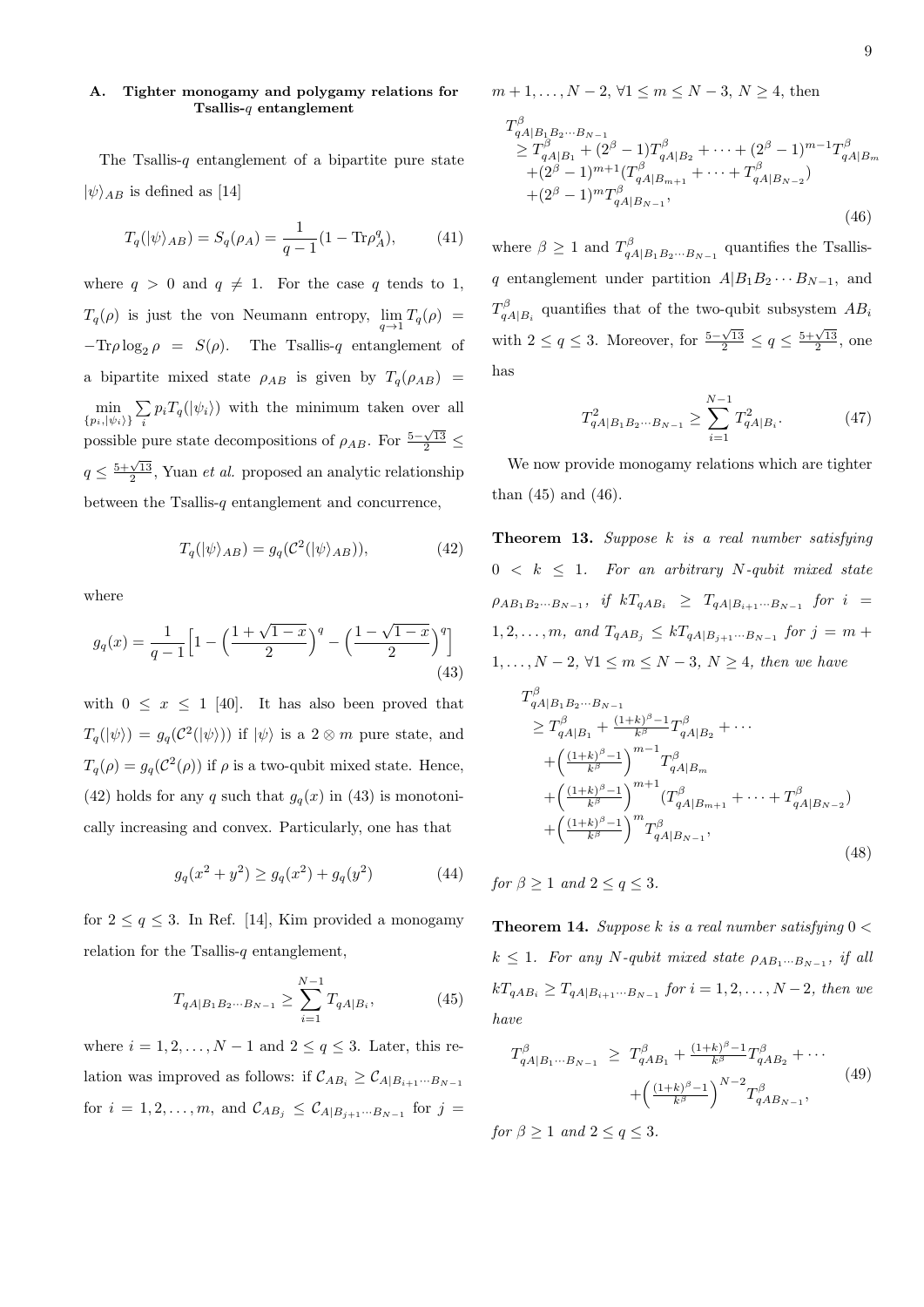### A. Tighter monogamy and polygamy relations for Tsallis-$q$ entanglement

The Tsallis-$q$ entanglement of a bipartite pure state $|\psi\rangle_{AB}$ is defined as [14]

$$T_q(|\psi\rangle_{AB}) = S_q(\rho_A) = \frac{1}{q-1}(1 - \mathrm{Tr}\rho_A^q), \tag{41}$$

where $q > 0$ and $q \neq 1$. For the case $q$ tends to 1, $T_q(\rho)$ is just the von Neumann entropy, $\lim_{q\to 1} T_q(\rho) = -\mathrm{Tr}\rho \log_2 \rho = S(\rho)$. The Tsallis-$q$ entanglement of a bipartite mixed state $\rho_{AB}$ is given by $T_q(\rho_{AB}) = \min_{\{p_i, |\psi_i\rangle\}} \sum_i p_i T_q(|\psi_i\rangle)$ with the minimum taken over all possible pure state decompositions of $\rho_{AB}$. For $\frac{5-\sqrt{13}}{2} \leq q \leq \frac{5+\sqrt{13}}{2}$, Yuan *et al.* proposed an analytic relationship between the Tsallis-$q$ entanglement and concurrence,

$$T_q(|\psi\rangle_{AB}) = g_q(\mathcal{C}^2(|\psi\rangle_{AB})), \tag{42}$$

where

$$g_q(x) = \frac{1}{q-1}\Big[1 - \Big(\frac{1+\sqrt{1-x}}{2}\Big)^q - \Big(\frac{1-\sqrt{1-x}}{2}\Big)^q\Big] \tag{43}$$

with $0 \leq x \leq 1$ [40]. It has also been proved that $T_q(|\psi\rangle) = g_q(\mathcal{C}^2(|\psi\rangle))$ if $|\psi\rangle$ is a $2 \otimes m$ pure state, and $T_q(\rho) = g_q(\mathcal{C}^2(\rho))$ if $\rho$ is a two-qubit mixed state. Hence, (42) holds for any $q$ such that $g_q(x)$ in (43) is monotonically increasing and convex. Particularly, one has that

$$g_q(x^2 + y^2) \geq g_q(x^2) + g_q(y^2) \tag{44}$$

for $2 \leq q \leq 3$. In Ref. [14], Kim provided a monogamy relation for the Tsallis-$q$ entanglement,

$$T_{qA|B_1B_2\cdots B_{N-1}} \geq \sum_{i=1}^{N-1} T_{qA|B_i}, \tag{45}$$

where $i = 1, 2, \ldots, N-1$ and $2 \leq q \leq 3$. Later, this relation was improved as follows: if $\mathcal{C}_{AB_i} \geq \mathcal{C}_{A|B_{i+1}\cdots B_{N-1}}$ for $i = 1, 2, \ldots, m$, and $\mathcal{C}_{AB_j} \leq \mathcal{C}_{A|B_{j+1}\cdots B_{N-1}}$ for $j = m+1, \ldots, N-2$, $\forall 1 \leq m \leq N-3$, $N \geq 4$, then

$$\begin{aligned}
&T^\beta_{qA|B_1B_2\cdots B_{N-1}} \\
&\geq T^\beta_{qA|B_1} + (2^\beta - 1)T^\beta_{qA|B_2} + \cdots + (2^\beta-1)^{m-1}T^\beta_{qA|B_m} \\
&+ (2^\beta-1)^{m+1}(T^\beta_{qA|B_{m+1}} + \cdots + T^\beta_{qA|B_{N-2}}) \\
&+ (2^\beta-1)^m T^\beta_{qA|B_{N-1}},
\end{aligned} \tag{46}$$

where $\beta \geq 1$ and $T^\beta_{qA|B_1B_2\cdots B_{N-1}}$ quantifies the Tsallis-$q$ entanglement under partition $A|B_1B_2\cdots B_{N-1}$, and $T^\beta_{qA|B_i}$ quantifies that of the two-qubit subsystem $AB_i$ with $2 \leq q \leq 3$. Moreover, for $\frac{5-\sqrt{13}}{2} \leq q \leq \frac{5+\sqrt{13}}{2}$, one has

$$T^2_{qA|B_1B_2\cdots B_{N-1}} \geq \sum_{i=1}^{N-1} T^2_{qA|B_i}. \tag{47}$$

We now provide monogamy relations which are tighter than (45) and (46).

**Theorem 13.** *Suppose $k$ is a real number satisfying $0 < k \leq 1$. For an arbitrary $N$-qubit mixed state $\rho_{AB_1B_2\cdots B_{N-1}}$, if $kT_{qAB_i} \geq T_{qA|B_{i+1}\cdots B_{N-1}}$ for $i = 1, 2, \ldots, m$, and $T_{qAB_j} \leq kT_{qA|B_{j+1}\cdots B_{N-1}}$ for $j = m+1, \ldots, N-2$, $\forall 1 \leq m \leq N-3$, $N \geq 4$, then we have*

$$\begin{aligned}
&T^\beta_{qA|B_1B_2\cdots B_{N-1}} \\
&\geq T^\beta_{qA|B_1} + \tfrac{(1+k)^\beta - 1}{k^\beta} T^\beta_{qA|B_2} + \cdots \\
&+ \Big(\tfrac{(1+k)^\beta-1}{k^\beta}\Big)^{m-1} T^\beta_{qA|B_m} \\
&+ \Big(\tfrac{(1+k)^\beta-1}{k^\beta}\Big)^{m+1} (T^\beta_{qA|B_{m+1}} + \cdots + T^\beta_{qA|B_{N-2}}) \\
&+ \Big(\tfrac{(1+k)^\beta-1}{k^\beta}\Big)^{m} T^\beta_{qA|B_{N-1}},
\end{aligned} \tag{48}$$

*for $\beta \geq 1$ and $2 \leq q \leq 3$.*

**Theorem 14.** *Suppose $k$ is a real number satisfying $0 < k \leq 1$. For any $N$-qubit mixed state $\rho_{AB_1\cdots B_{N-1}}$, if all $kT_{qAB_i} \geq T_{qA|B_{i+1}\cdots B_{N-1}}$ for $i = 1, 2, \ldots, N-2$, then we have*

$$\begin{aligned}
T^\beta_{qA|B_1\cdots B_{N-1}} \;\geq\; & T^\beta_{qAB_1} + \tfrac{(1+k)^\beta-1}{k^\beta} T^\beta_{qAB_2} + \cdots \\
& + \Big(\tfrac{(1+k)^\beta-1}{k^\beta}\Big)^{N-2} T^\beta_{qAB_{N-1}},
\end{aligned} \tag{49}$$

*for $\beta \geq 1$ and $2 \leq q \leq 3$.*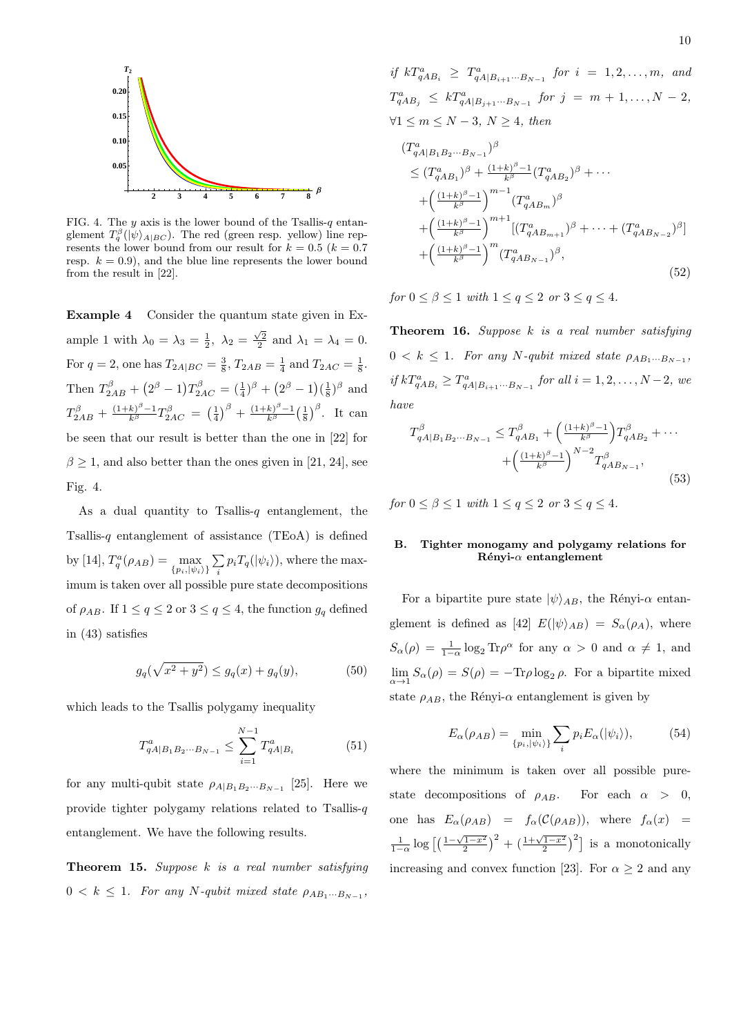FIG. 4. The $y$ axis is the lower bound of the Tsallis-$q$ entanglement $T_q^{\beta}(|\psi\rangle_{A|BC})$. The red (green resp. yellow) line represents the lower bound from our result for $k=0.5$ ($k=0.7$ resp. $k=0.9$), and the blue line represents the lower bound from the result in [22].

**Example 4** Consider the quantum state given in Example 1 with $\lambda_0=\lambda_3=\frac{1}{2}$, $\lambda_2=\frac{\sqrt{2}}{2}$ and $\lambda_1=\lambda_4=0$. For $q=2$, one has $T_{2A|BC}=\frac{3}{8}$, $T_{2AB}=\frac{1}{4}$ and $T_{2AC}=\frac{1}{8}$. Then $T_{2AB}^{\beta}+\left(2^{\beta}-1\right)T_{2AC}^{\beta}=\left(\frac{1}{4}\right)^{\beta}+\left(2^{\beta}-1\right)\left(\frac{1}{8}\right)^{\beta}$ and $T_{2AB}^{\beta}+\frac{(1+k)^{\beta}-1}{k^{\beta}}T_{2AC}^{\beta}=\left(\frac{1}{4}\right)^{\beta}+\frac{(1+k)^{\beta}-1}{k^{\beta}}\left(\frac{1}{8}\right)^{\beta}$. It can be seen that our result is better than the one in [22] for $\beta\geq 1$, and also better than the ones given in [21, 24], see Fig. 4.

As a dual quantity to Tsallis-$q$ entanglement, the Tsallis-$q$ entanglement of assistance (TEoA) is defined by [14], $T_q^a(\rho_{AB})=\max\limits_{\{p_i,|\psi_i\rangle\}}\sum_i p_i T_q(|\psi_i\rangle)$, where the maximum is taken over all possible pure state decompositions of $\rho_{AB}$. If $1\leq q\leq 2$ or $3\leq q\leq 4$, the function $g_q$ defined in (43) satisfies

$$g_q(\sqrt{x^2+y^2})\leq g_q(x)+g_q(y), \tag{50}$$

which leads to the Tsallis polygamy inequality

$$T_{qA|B_1B_2\cdots B_{N-1}}^a\leq\sum_{i=1}^{N-1}T_{qA|B_i}^a \tag{51}$$

for any multi-qubit state $\rho_{A|B_1B_2\cdots B_{N-1}}$ [25]. Here we provide tighter polygamy relations related to Tsallis-$q$ entanglement. We have the following results.

**Theorem 15.** *Suppose $k$ is a real number satisfying $0<k\leq 1$. For any $N$-qubit mixed state $\rho_{AB_1\cdots B_{N-1}}$, if $kT_{qAB_i}^a\geq T_{qA|B_{i+1}\cdots B_{N-1}}^a$ for $i=1,2,\ldots,m$, and $T_{qAB_j}^a\leq kT_{qA|B_{j+1}\cdots B_{N-1}}^a$ for $j=m+1,\ldots,N-2$, $\forall 1\leq m\leq N-3$, $N\geq 4$, then*

$$\begin{aligned}
&(T_{qA|B_1B_2\cdots B_{N-1}}^a)^{\beta}\\
&\leq(T_{qAB_1}^a)^{\beta}+\tfrac{(1+k)^{\beta}-1}{k^{\beta}}(T_{qAB_2}^a)^{\beta}+\cdots\\
&\quad+\left(\tfrac{(1+k)^{\beta}-1}{k^{\beta}}\right)^{m-1}(T_{qAB_m}^a)^{\beta}\\
&\quad+\left(\tfrac{(1+k)^{\beta}-1}{k^{\beta}}\right)^{m+1}[(T_{qAB_{m+1}}^a)^{\beta}+\cdots+(T_{qAB_{N-2}}^a)^{\beta}]\\
&\quad+\left(\tfrac{(1+k)^{\beta}-1}{k^{\beta}}\right)^{m}(T_{qAB_{N-1}}^a)^{\beta},
\end{aligned} \tag{52}$$

*for $0\leq\beta\leq 1$ with $1\leq q\leq 2$ or $3\leq q\leq 4$.*

**Theorem 16.** *Suppose $k$ is a real number satisfying $0<k\leq 1$. For any $N$-qubit mixed state $\rho_{AB_1\cdots B_{N-1}}$, if $kT_{qAB_i}^a\geq T_{qA|B_{i+1}\cdots B_{N-1}}^a$ for all $i=1,2,\ldots,N-2$, we have*

$$\begin{aligned}
T_{qA|B_1B_2\cdots B_{N-1}}^{\beta}\leq\, &T_{qAB_1}^{\beta}+\left(\tfrac{(1+k)^{\beta}-1}{k^{\beta}}\right)T_{qAB_2}^{\beta}+\cdots\\
&+\left(\tfrac{(1+k)^{\beta}-1}{k^{\beta}}\right)^{N-2}T_{qAB_{N-1}}^{\beta},
\end{aligned} \tag{53}$$

*for $0\leq\beta\leq 1$ with $1\leq q\leq 2$ or $3\leq q\leq 4$.*

### B. Tighter monogamy and polygamy relations for Rényi-$\alpha$ entanglement

For a bipartite pure state $|\psi\rangle_{AB}$, the Rényi-$\alpha$ entanglement is defined as [42] $E(|\psi\rangle_{AB})=S_{\alpha}(\rho_A)$, where $S_{\alpha}(\rho)=\frac{1}{1-\alpha}\log_2\mathrm{Tr}\rho^{\alpha}$ for any $\alpha>0$ and $\alpha\neq 1$, and $\lim\limits_{\alpha\to 1}S_{\alpha}(\rho)=S(\rho)=-\mathrm{Tr}\rho\log_2\rho$. For a bipartite mixed state $\rho_{AB}$, the Rényi-$\alpha$ entanglement is given by

$$E_{\alpha}(\rho_{AB})=\min_{\{p_i,|\psi_i\rangle\}}\sum_i p_iE_{\alpha}(|\psi_i\rangle), \tag{54}$$

where the minimum is taken over all possible pure-state decompositions of $\rho_{AB}$. For each $\alpha>0$, one has $E_{\alpha}(\rho_{AB})=f_{\alpha}(\mathcal{C}(\rho_{AB}))$, where $f_{\alpha}(x)=\frac{1}{1-\alpha}\log\left[\left(\frac{1-\sqrt{1-x^2}}{2}\right)^2+\left(\frac{1+\sqrt{1-x^2}}{2}\right)^2\right]$ is a monotonically increasing and convex function [23]. For $\alpha\geq 2$ and any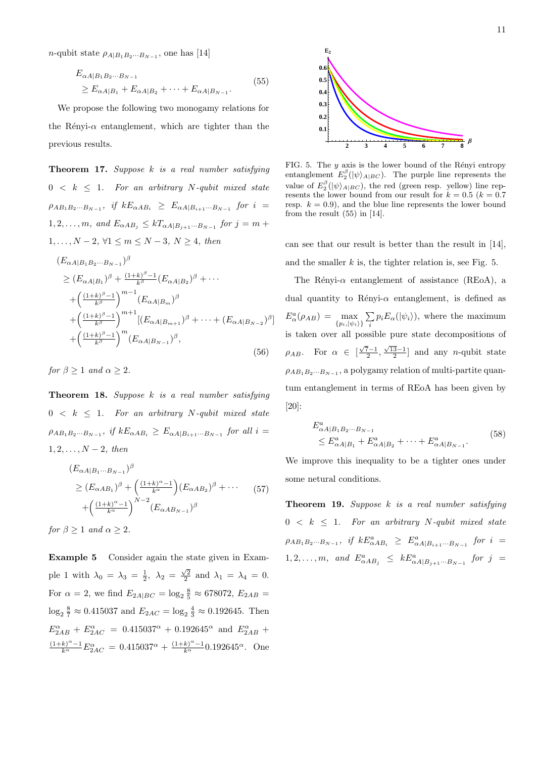$n$-qubit state $\rho_{A|B_1B_2\cdots B_{N-1}}$, one has [14]

$$
\begin{aligned}
&E_{\alpha A|B_1B_2\cdots B_{N-1}} \\
&\geq E_{\alpha A|B_1} + E_{\alpha A|B_2} + \cdots + E_{\alpha A|B_{N-1}}.
\end{aligned} \tag{55}
$$

We propose the following two monogamy relations for the Rényi-$\alpha$ entanglement, which are tighter than the previous results.

**Theorem 17.** *Suppose $k$ is a real number satisfying $0 < k \leq 1$. For an arbitrary $N$-qubit mixed state $\rho_{AB_1B_2\cdots B_{N-1}}$, if $kE_{\alpha AB_i} \geq E_{\alpha A|B_{i+1}\cdots B_{N-1}}$ for $i = 1, 2, \ldots, m$, and $E_{\alpha AB_j} \leq kT_{\alpha A|B_{j+1}\cdots B_{N-1}}$ for $j = m+1, \ldots, N-2$, $\forall 1 \leq m \leq N-3$, $N \geq 4$, then*

$$
\begin{aligned}
&(E_{\alpha A|B_1B_2\cdots B_{N-1}})^\beta \\
&\geq (E_{\alpha A|B_1})^\beta + \tfrac{(1+k)^\beta - 1}{k^\beta}(E_{\alpha A|B_2})^\beta + \cdots \\
&\quad + \Big(\tfrac{(1+k)^\beta - 1}{k^\beta}\Big)^{m-1}(E_{\alpha A|B_m})^\beta \\
&\quad + \Big(\tfrac{(1+k)^\beta - 1}{k^\beta}\Big)^{m+1}[(E_{\alpha A|B_{m+1}})^\beta + \cdots + (E_{\alpha A|B_{N-2}})^\beta] \\
&\quad + \Big(\tfrac{(1+k)^\beta - 1}{k^\beta}\Big)^{m}(E_{\alpha A|B_{N-1}})^\beta,
\end{aligned} \tag{56}
$$

*for $\beta \geq 1$ and $\alpha \geq 2$.*

**Theorem 18.** *Suppose $k$ is a real number satisfying $0 < k \leq 1$. For an arbitrary $N$-qubit mixed state $\rho_{AB_1B_2\cdots B_{N-1}}$, if $kE_{\alpha AB_i} \geq E_{\alpha A|B_{i+1}\cdots B_{N-1}}$ for all $i = 1, 2, \ldots, N-2$, then*

$$
\begin{aligned}
&(E_{\alpha A|B_1\cdots B_{N-1}})^\beta \\
&\geq (E_{\alpha AB_1})^\beta + \Big(\tfrac{(1+k)^\alpha - 1}{k^\alpha}\Big)(E_{\alpha AB_2})^\beta + \cdots \\
&\quad + \Big(\tfrac{(1+k)^\alpha - 1}{k^\alpha}\Big)^{N-2}(E_{\alpha AB_{N-1}})^\beta
\end{aligned} \tag{57}
$$

*for $\beta \geq 1$ and $\alpha \geq 2$.*

**Example 5** Consider again the state given in Example 1 with $\lambda_0 = \lambda_3 = \frac{1}{2}$, $\lambda_2 = \frac{\sqrt{2}}{2}$ and $\lambda_1 = \lambda_4 = 0$. For $\alpha = 2$, we find $E_{2A|BC} = \log_2 \frac{8}{5} \approx 678072$, $E_{2AB} = \log_2 \frac{8}{7} \approx 0.415037$ and $E_{2AC} = \log_2 \frac{4}{3} \approx 0.192645$. Then $E_{2AB}^\alpha + E_{2AC}^\alpha = 0.415037^\alpha + 0.192645^\alpha$ and $E_{2AB}^\alpha + \frac{(1+k)^\alpha - 1}{k^\alpha}E_{2AC}^\alpha = 0.415037^\alpha + \frac{(1+k)^\alpha - 1}{k^\alpha}0.192645^\alpha$. One can see that our result is better than the result in [14], and the smaller $k$ is, the tighter relation is, see Fig. 5.

FIG. 5. The $y$ axis is the lower bound of the Rényi entropy entanglement $E_2^\beta(|\psi\rangle_{A|BC})$. The purple line represents the value of $E_2^\beta(|\psi\rangle_{A|BC})$, the red (green resp. yellow) line represents the lower bound from our result for $k = 0.5$ ($k = 0.7$ resp. $k = 0.9$), and the blue line represents the lower bound from the result (55) in [14].

The Rényi-$\alpha$ entanglement of assistance (REoA), a dual quantity to Rényi-$\alpha$ entanglement, is defined as $E_\alpha^a(\rho_{AB}) = \max_{\{p_i,|\psi_i\rangle\}} \sum_i p_i E_\alpha(|\psi_i\rangle)$, where the maximum is taken over all possible pure state decompositions of $\rho_{AB}$. For $\alpha \in [\frac{\sqrt{7}-1}{2}, \frac{\sqrt{13}-1}{2}]$ and any $n$-qubit state $\rho_{AB_1B_2\cdots B_{N-1}}$, a polygamy relation of multi-partite quantum entanglement in terms of REoA has been given by [20]:

$$
\begin{aligned}
&E^a_{\alpha A|B_1B_2\cdots B_{N-1}} \\
&\leq E^a_{\alpha A|B_1} + E^a_{\alpha A|B_2} + \cdots + E^a_{\alpha A|B_{N-1}}.
\end{aligned} \tag{58}
$$

We improve this inequality to be a tighter ones under some netural conditions.

**Theorem 19.** *Suppose $k$ is a real number satisfying $0 < k \leq 1$. For an arbitrary $N$-qubit mixed state $\rho_{AB_1B_2\cdots B_{N-1}}$, if $kE^a_{\alpha AB_i} \geq E^a_{\alpha A|B_{i+1}\cdots B_{N-1}}$ for $i = 1, 2, \ldots, m$, and $E^a_{\alpha AB_j} \leq kE^a_{\alpha A|B_{j+1}\cdots B_{N-1}}$ for $j =$*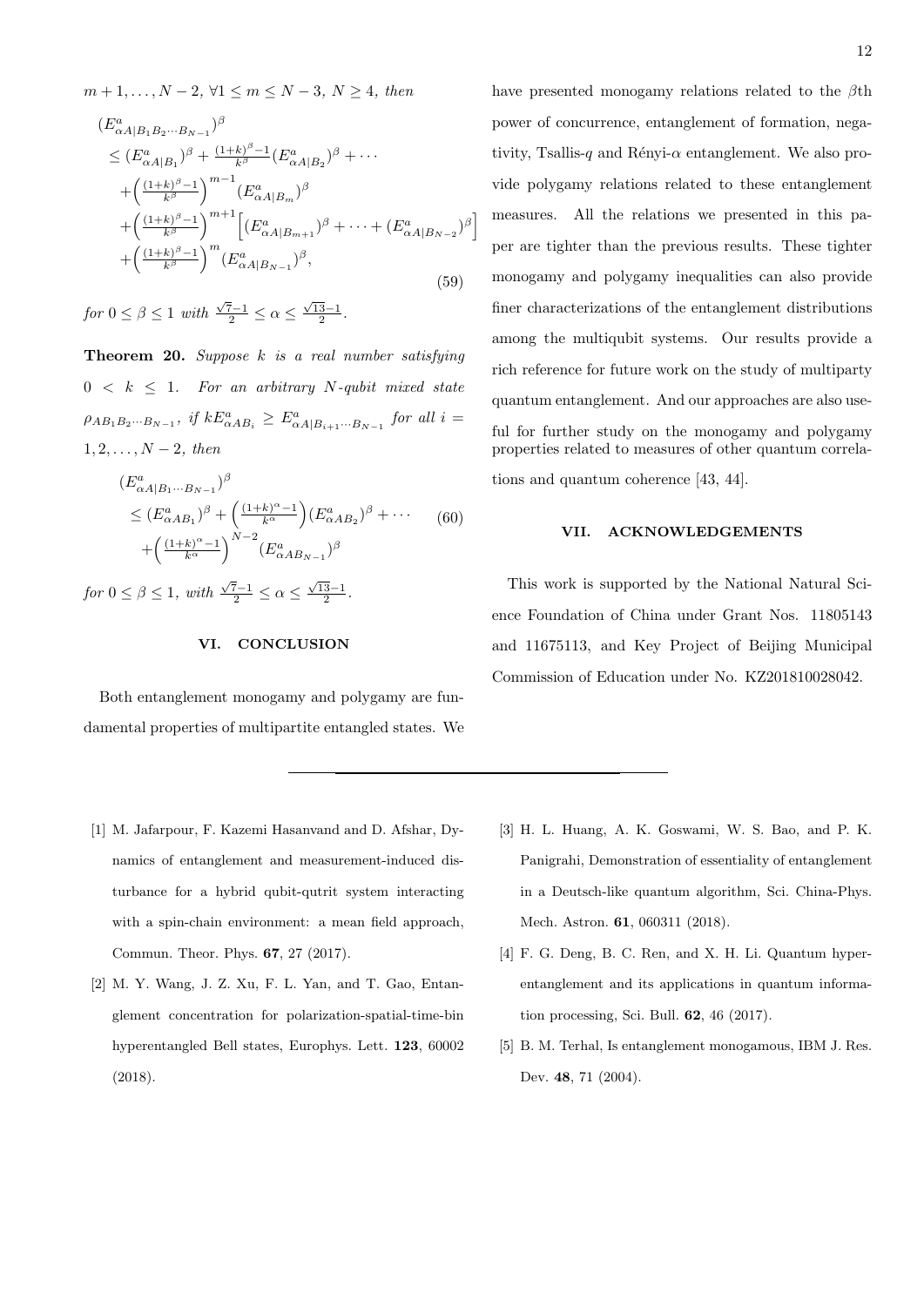$m+1,\ldots,N-2$, $\forall 1\leq m\leq N-3$, $N\geq 4$, *then*

$$
\begin{aligned}
&(E^a_{\alpha A|B_1B_2\cdots B_{N-1}})^\beta\\
&\leq (E^a_{\alpha A|B_1})^\beta+\tfrac{(1+k)^\beta-1}{k^\beta}(E^a_{\alpha A|B_2})^\beta+\cdots\\
&\quad+\Big(\tfrac{(1+k)^\beta-1}{k^\beta}\Big)^{m-1}(E^a_{\alpha A|B_m})^\beta\\
&\quad+\Big(\tfrac{(1+k)^\beta-1}{k^\beta}\Big)^{m+1}\Big[(E^a_{\alpha A|B_{m+1}})^\beta+\cdots+(E^a_{\alpha A|B_{N-2}})^\beta\Big]\\
&\quad+\Big(\tfrac{(1+k)^\beta-1}{k^\beta}\Big)^{m}(E^a_{\alpha A|B_{N-1}})^\beta,
\end{aligned}
\tag{59}
$$

*for* $0\leq\beta\leq 1$ *with* $\frac{\sqrt{7}-1}{2}\leq\alpha\leq\frac{\sqrt{13}-1}{2}$.

**Theorem 20.** *Suppose $k$ is a real number satisfying $0<k\leq 1$. For an arbitrary $N$-qubit mixed state $\rho_{AB_1B_2\cdots B_{N-1}}$, if $kE^a_{\alpha AB_i}\geq E^a_{\alpha A|B_{i+1}\cdots B_{N-1}}$ for all $i=1,2,\ldots,N-2$, then*

$$
\begin{aligned}
&(E^a_{\alpha A|B_1\cdots B_{N-1}})^\beta\\
&\leq (E^a_{\alpha AB_1})^\beta+\Big(\tfrac{(1+k)^\alpha-1}{k^\alpha}\Big)(E^a_{\alpha AB_2})^\beta+\cdots\\
&\quad+\Big(\tfrac{(1+k)^\alpha-1}{k^\alpha}\Big)^{N-2}(E^a_{\alpha AB_{N-1}})^\beta
\end{aligned}
\tag{60}
$$

*for* $0\leq\beta\leq 1$, *with* $\frac{\sqrt{7}-1}{2}\leq\alpha\leq\frac{\sqrt{13}-1}{2}$.

## VI. CONCLUSION

Both entanglement monogamy and polygamy are fundamental properties of multipartite entangled states. We have presented monogamy relations related to the $\beta$th power of concurrence, entanglement of formation, negativity, Tsallis-$q$ and Rényi-$\alpha$ entanglement. We also provide polygamy relations related to these entanglement measures. All the relations we presented in this paper are tighter than the previous results. These tighter monogamy and polygamy inequalities can also provide finer characterizations of the entanglement distributions among the multiqubit systems. Our results provide a rich reference for future work on the study of multiparty quantum entanglement. And our approaches are also useful for further study on the monogamy and polygamy properties related to measures of other quantum correlations and quantum coherence [43, 44].

## VII. ACKNOWLEDGEMENTS

This work is supported by the National Natural Science Foundation of China under Grant Nos. 11805143 and 11675113, and Key Project of Beijing Municipal Commission of Education under No. KZ201810028042.

---

[1] M. Jafarpour, F. Kazemi Hasanvand and D. Afshar, Dynamics of entanglement and measurement-induced disturbance for a hybrid qubit-qutrit system interacting with a spin-chain environment: a mean field approach, Commun. Theor. Phys. **67**, 27 (2017).

[2] M. Y. Wang, J. Z. Xu, F. L. Yan, and T. Gao, Entanglement concentration for polarization-spatial-time-bin hyperentangled Bell states, Europhys. Lett. **123**, 60002 (2018).

[3] H. L. Huang, A. K. Goswami, W. S. Bao, and P. K. Panigrahi, Demonstration of essentiality of entanglement in a Deutsch-like quantum algorithm, Sci. China-Phys. Mech. Astron. **61**, 060311 (2018).

[4] F. G. Deng, B. C. Ren, and X. H. Li. Quantum hyperentanglement and its applications in quantum information processing, Sci. Bull. **62**, 46 (2017).

[5] B. M. Terhal, Is entanglement monogamous, IBM J. Res. Dev. **48**, 71 (2004).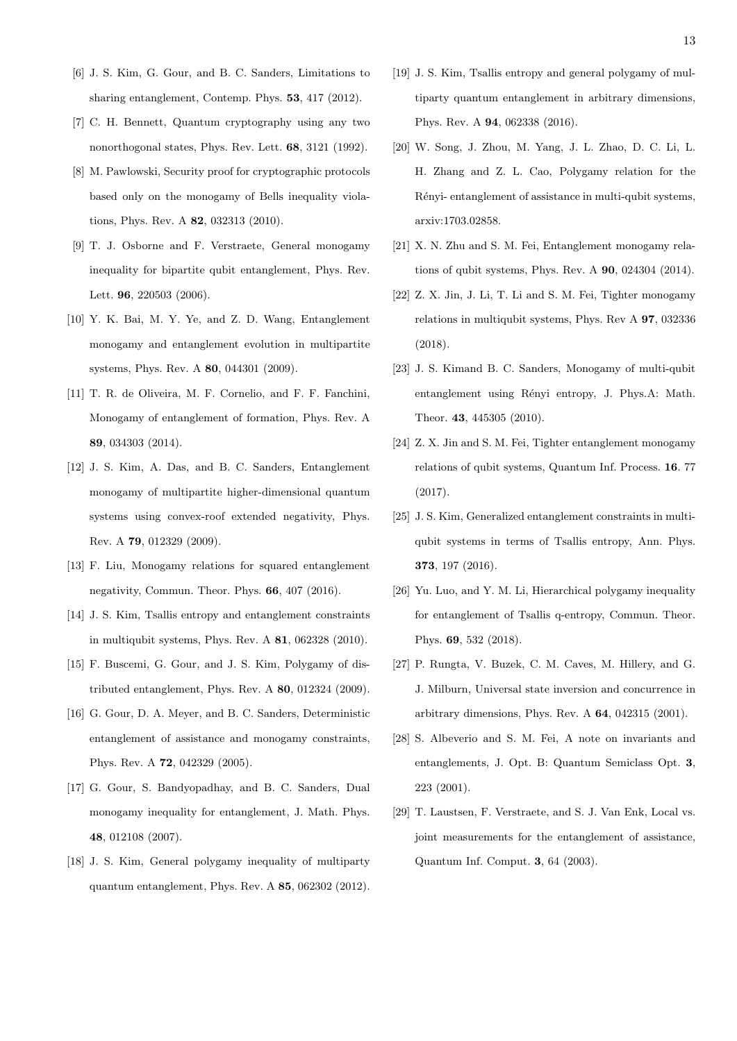[6] J. S. Kim, G. Gour, and B. C. Sanders, Limitations to sharing entanglement, Contemp. Phys. **53**, 417 (2012).

[7] C. H. Bennett, Quantum cryptography using any two nonorthogonal states, Phys. Rev. Lett. **68**, 3121 (1992).

[8] M. Pawlowski, Security proof for cryptographic protocols based only on the monogamy of Bells inequality violations, Phys. Rev. A **82**, 032313 (2010).

[9] T. J. Osborne and F. Verstraete, General monogamy inequality for bipartite qubit entanglement, Phys. Rev. Lett. **96**, 220503 (2006).

[10] Y. K. Bai, M. Y. Ye, and Z. D. Wang, Entanglement monogamy and entanglement evolution in multipartite systems, Phys. Rev. A **80**, 044301 (2009).

[11] T. R. de Oliveira, M. F. Cornelio, and F. F. Fanchini, Monogamy of entanglement of formation, Phys. Rev. A **89**, 034303 (2014).

[12] J. S. Kim, A. Das, and B. C. Sanders, Entanglement monogamy of multipartite higher-dimensional quantum systems using convex-roof extended negativity, Phys. Rev. A **79**, 012329 (2009).

[13] F. Liu, Monogamy relations for squared entanglement negativity, Commun. Theor. Phys. **66**, 407 (2016).

[14] J. S. Kim, Tsallis entropy and entanglement constraints in multiqubit systems, Phys. Rev. A **81**, 062328 (2010).

[15] F. Buscemi, G. Gour, and J. S. Kim, Polygamy of distributed entanglement, Phys. Rev. A **80**, 012324 (2009).

[16] G. Gour, D. A. Meyer, and B. C. Sanders, Deterministic entanglement of assistance and monogamy constraints, Phys. Rev. A **72**, 042329 (2005).

[17] G. Gour, S. Bandyopadhay, and B. C. Sanders, Dual monogamy inequality for entanglement, J. Math. Phys. **48**, 012108 (2007).

[18] J. S. Kim, General polygamy inequality of multiparty quantum entanglement, Phys. Rev. A **85**, 062302 (2012).

[19] J. S. Kim, Tsallis entropy and general polygamy of multiparty quantum entanglement in arbitrary dimensions, Phys. Rev. A **94**, 062338 (2016).

[20] W. Song, J. Zhou, M. Yang, J. L. Zhao, D. C. Li, L. H. Zhang and Z. L. Cao, Polygamy relation for the Rényi- entanglement of assistance in multi-qubit systems, arxiv:1703.02858.

[21] X. N. Zhu and S. M. Fei, Entanglement monogamy relations of qubit systems, Phys. Rev. A **90**, 024304 (2014).

[22] Z. X. Jin, J. Li, T. Li and S. M. Fei, Tighter monogamy relations in multiqubit systems, Phys. Rev A **97**, 032336 (2018).

[23] J. S. Kimand B. C. Sanders, Monogamy of multi-qubit entanglement using Rényi entropy, J. Phys.A: Math. Theor. **43**, 445305 (2010).

[24] Z. X. Jin and S. M. Fei, Tighter entanglement monogamy relations of qubit systems, Quantum Inf. Process. **16**. 77 (2017).

[25] J. S. Kim, Generalized entanglement constraints in multiqubit systems in terms of Tsallis entropy, Ann. Phys. **373**, 197 (2016).

[26] Yu. Luo, and Y. M. Li, Hierarchical polygamy inequality for entanglement of Tsallis q-entropy, Commun. Theor. Phys. **69**, 532 (2018).

[27] P. Rungta, V. Buzek, C. M. Caves, M. Hillery, and G. J. Milburn, Universal state inversion and concurrence in arbitrary dimensions, Phys. Rev. A **64**, 042315 (2001).

[28] S. Albeverio and S. M. Fei, A note on invariants and entanglements, J. Opt. B: Quantum Semiclass Opt. **3**, 223 (2001).

[29] T. Laustsen, F. Verstraete, and S. J. Van Enk, Local vs. joint measurements for the entanglement of assistance, Quantum Inf. Comput. **3**, 64 (2003).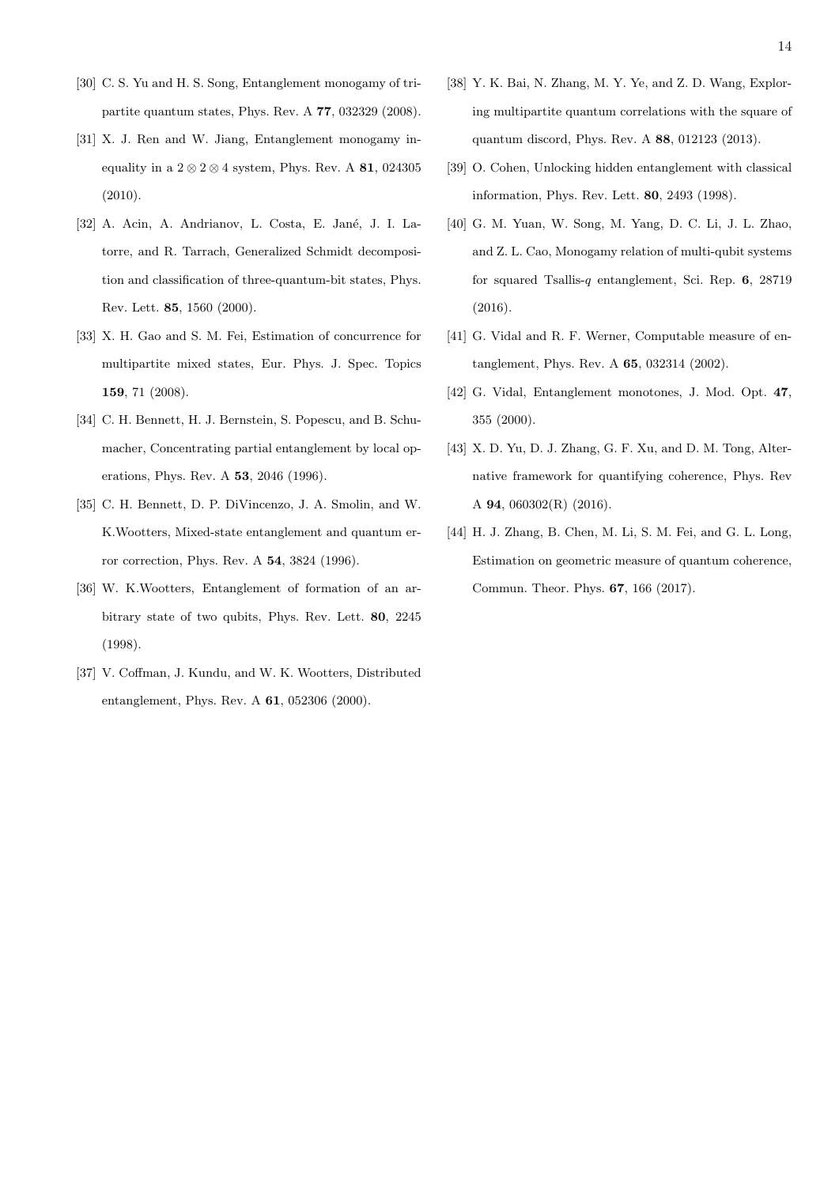[30] C. S. Yu and H. S. Song, Entanglement monogamy of tripartite quantum states, Phys. Rev. A **77**, 032329 (2008).

[31] X. J. Ren and W. Jiang, Entanglement monogamy inequality in a $2 \otimes 2 \otimes 4$ system, Phys. Rev. A **81**, 024305 (2010).

[32] A. Acin, A. Andrianov, L. Costa, E. Jané, J. I. Latorre, and R. Tarrach, Generalized Schmidt decomposition and classification of three-quantum-bit states, Phys. Rev. Lett. **85**, 1560 (2000).

[33] X. H. Gao and S. M. Fei, Estimation of concurrence for multipartite mixed states, Eur. Phys. J. Spec. Topics **159**, 71 (2008).

[34] C. H. Bennett, H. J. Bernstein, S. Popescu, and B. Schumacher, Concentrating partial entanglement by local operations, Phys. Rev. A **53**, 2046 (1996).

[35] C. H. Bennett, D. P. DiVincenzo, J. A. Smolin, and W. K.Wootters, Mixed-state entanglement and quantum error correction, Phys. Rev. A **54**, 3824 (1996).

[36] W. K.Wootters, Entanglement of formation of an arbitrary state of two qubits, Phys. Rev. Lett. **80**, 2245 (1998).

[37] V. Coffman, J. Kundu, and W. K. Wootters, Distributed entanglement, Phys. Rev. A **61**, 052306 (2000).

[38] Y. K. Bai, N. Zhang, M. Y. Ye, and Z. D. Wang, Exploring multipartite quantum correlations with the square of quantum discord, Phys. Rev. A **88**, 012123 (2013).

[39] O. Cohen, Unlocking hidden entanglement with classical information, Phys. Rev. Lett. **80**, 2493 (1998).

[40] G. M. Yuan, W. Song, M. Yang, D. C. Li, J. L. Zhao, and Z. L. Cao, Monogamy relation of multi-qubit systems for squared Tsallis-$q$ entanglement, Sci. Rep. **6**, 28719 (2016).

[41] G. Vidal and R. F. Werner, Computable measure of entanglement, Phys. Rev. A **65**, 032314 (2002).

[42] G. Vidal, Entanglement monotones, J. Mod. Opt. **47**, 355 (2000).

[43] X. D. Yu, D. J. Zhang, G. F. Xu, and D. M. Tong, Alternative framework for quantifying coherence, Phys. Rev A **94**, 060302(R) (2016).

[44] H. J. Zhang, B. Chen, M. Li, S. M. Fei, and G. L. Long, Estimation on geometric measure of quantum coherence, Commun. Theor. Phys. **67**, 166 (2017).